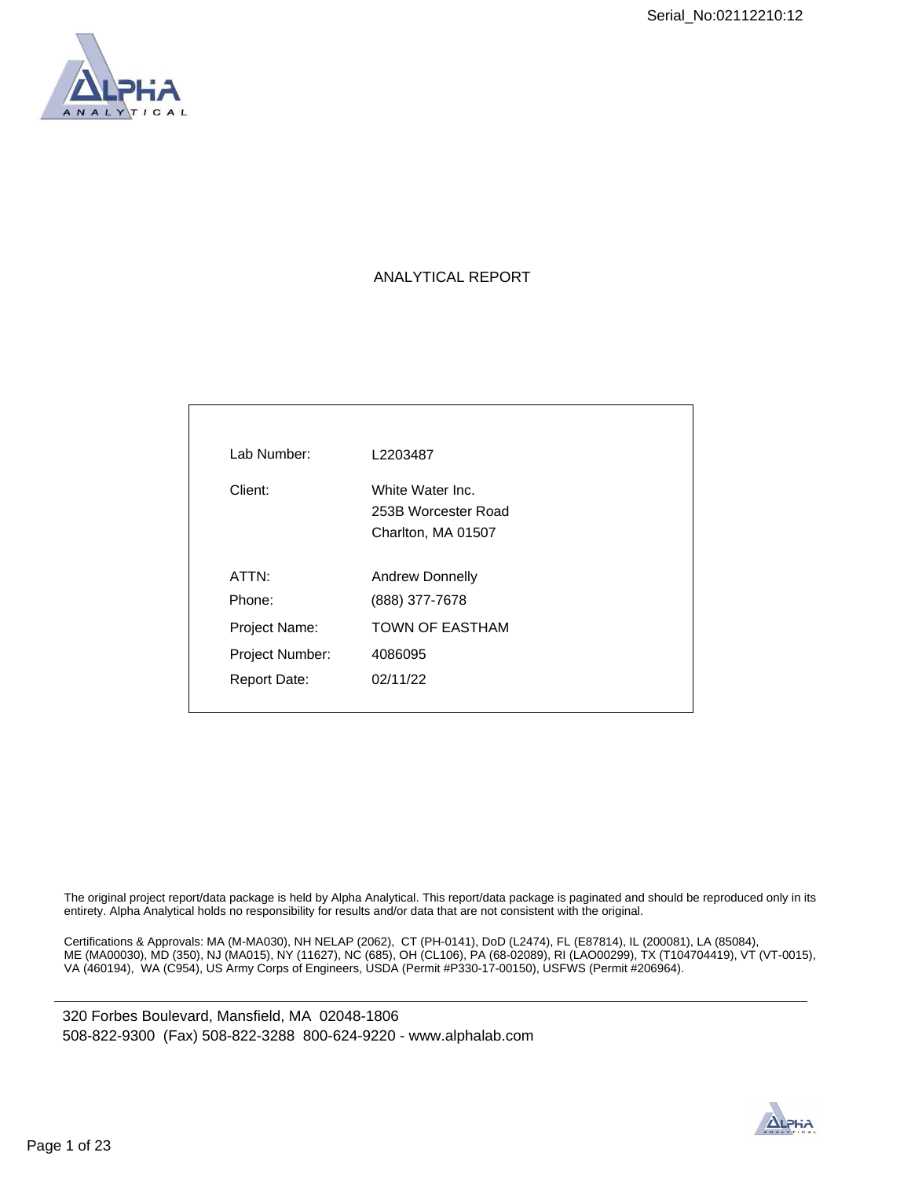Serial_No:02112210:12

# ANALYTICAL REPORT

| | |
|---|---|
| Lab Number: | L2203487 |
| Client: | White Water Inc.<br>253B Worcester Road<br>Charlton, MA 01507 |
| ATTN: | Andrew Donnelly |
| Phone: | (888) 377-7678 |
| Project Name: | TOWN OF EASTHAM |
| Project Number: | 4086095 |
| Report Date: | 02/11/22 |

The original project report/data package is held by Alpha Analytical. This report/data package is paginated and should be reproduced only in its entirety. Alpha Analytical holds no responsibility for results and/or data that are not consistent with the original.

Certifications & Approvals: MA (M-MA030), NH NELAP (2062), CT (PH-0141), DoD (L2474), FL (E87814), IL (200081), LA (85084), ME (MA00030), MD (350), NJ (MA015), NY (11627), NC (685), OH (CL106), PA (68-02089), RI (LAO00299), TX (T104704419), VT (VT-0015), VA (460194), WA (C954), US Army Corps of Engineers, USDA (Permit #P330-17-00150), USFWS (Permit #206964).

320 Forbes Boulevard, Mansfield, MA 02048-1806
508-822-9300 (Fax) 508-822-3288 800-624-9220 - www.alphalab.com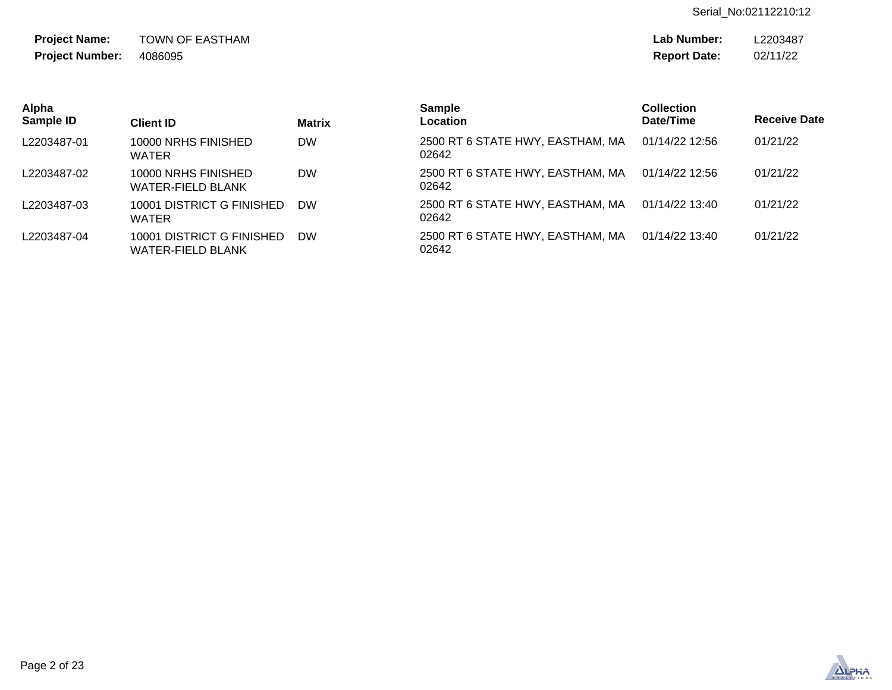**Project Name:** TOWN OF EASTHAM  
**Project Number:** 4086095

**Lab Number:** L2203487  
**Report Date:** 02/11/22

| Alpha Sample ID | Client ID | Matrix | Sample Location | Collection Date/Time | Receive Date |
|---|---|---|---|---|---|
| L2203487-01 | 10000 NRHS FINISHED WATER | DW | 2500 RT 6 STATE HWY, EASTHAM, MA 02642 | 01/14/22 12:56 | 01/21/22 |
| L2203487-02 | 10000 NRHS FINISHED WATER-FIELD BLANK | DW | 2500 RT 6 STATE HWY, EASTHAM, MA 02642 | 01/14/22 12:56 | 01/21/22 |
| L2203487-03 | 10001 DISTRICT G FINISHED WATER | DW | 2500 RT 6 STATE HWY, EASTHAM, MA 02642 | 01/14/22 13:40 | 01/21/22 |
| L2203487-04 | 10001 DISTRICT G FINISHED WATER-FIELD BLANK | DW | 2500 RT 6 STATE HWY, EASTHAM, MA 02642 | 01/14/22 13:40 | 01/21/22 |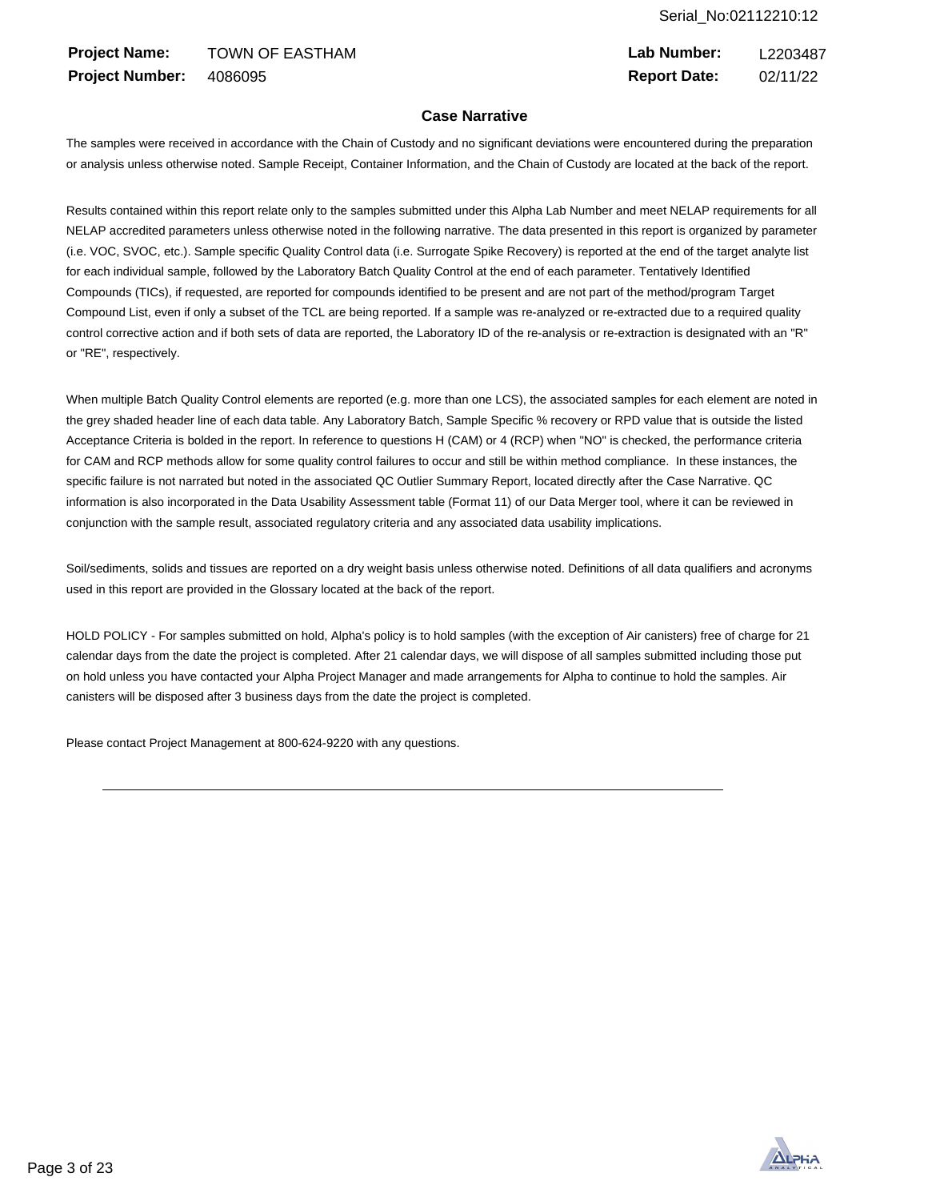**Project Name:** TOWN OF EASTHAM **Lab Number:** L2203487
**Project Number:** 4086095 **Report Date:** 02/11/22

## Case Narrative

The samples were received in accordance with the Chain of Custody and no significant deviations were encountered during the preparation or analysis unless otherwise noted. Sample Receipt, Container Information, and the Chain of Custody are located at the back of the report.

Results contained within this report relate only to the samples submitted under this Alpha Lab Number and meet NELAP requirements for all NELAP accredited parameters unless otherwise noted in the following narrative. The data presented in this report is organized by parameter (i.e. VOC, SVOC, etc.). Sample specific Quality Control data (i.e. Surrogate Spike Recovery) is reported at the end of the target analyte list for each individual sample, followed by the Laboratory Batch Quality Control at the end of each parameter. Tentatively Identified Compounds (TICs), if requested, are reported for compounds identified to be present and are not part of the method/program Target Compound List, even if only a subset of the TCL are being reported. If a sample was re-analyzed or re-extracted due to a required quality control corrective action and if both sets of data are reported, the Laboratory ID of the re-analysis or re-extraction is designated with an "R" or "RE", respectively.

When multiple Batch Quality Control elements are reported (e.g. more than one LCS), the associated samples for each element are noted in the grey shaded header line of each data table. Any Laboratory Batch, Sample Specific % recovery or RPD value that is outside the listed Acceptance Criteria is bolded in the report. In reference to questions H (CAM) or 4 (RCP) when "NO" is checked, the performance criteria for CAM and RCP methods allow for some quality control failures to occur and still be within method compliance. In these instances, the specific failure is not narrated but noted in the associated QC Outlier Summary Report, located directly after the Case Narrative. QC information is also incorporated in the Data Usability Assessment table (Format 11) of our Data Merger tool, where it can be reviewed in conjunction with the sample result, associated regulatory criteria and any associated data usability implications.

Soil/sediments, solids and tissues are reported on a dry weight basis unless otherwise noted. Definitions of all data qualifiers and acronyms used in this report are provided in the Glossary located at the back of the report.

HOLD POLICY - For samples submitted on hold, Alpha's policy is to hold samples (with the exception of Air canisters) free of charge for 21 calendar days from the date the project is completed. After 21 calendar days, we will dispose of all samples submitted including those put on hold unless you have contacted your Alpha Project Manager and made arrangements for Alpha to continue to hold the samples. Air canisters will be disposed after 3 business days from the date the project is completed.

Please contact Project Management at 800-624-9220 with any questions.

---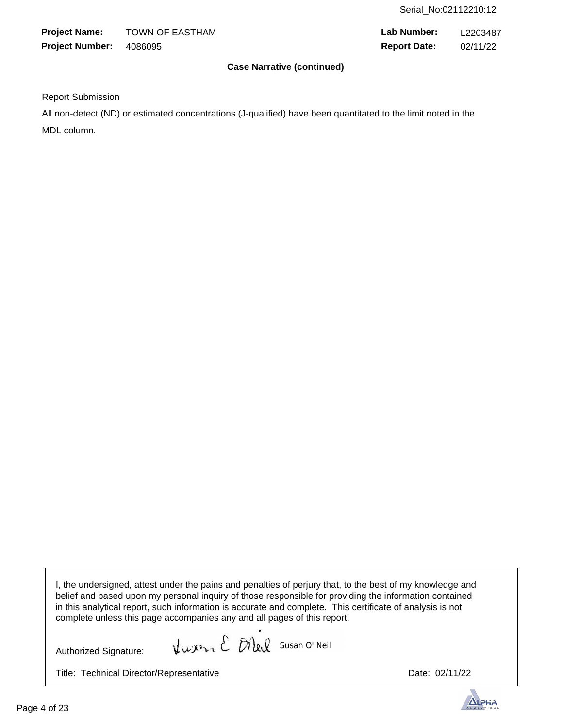**Project Name:** TOWN OF EASTHAM **Lab Number:** L2203487
**Project Number:** 4086095 **Report Date:** 02/11/22

**Case Narrative (continued)**

Report Submission

All non-detect (ND) or estimated concentrations (J-qualified) have been quantitated to the limit noted in the MDL column.

I, the undersigned, attest under the pains and penalties of perjury that, to the best of my knowledge and belief and based upon my personal inquiry of those responsible for providing the information contained in this analytical report, such information is accurate and complete. This certificate of analysis is not complete unless this page accompanies any and all pages of this report.

Authorized Signature: Susan O' Neil

Title: Technical Director/Representative

Date: 02/11/22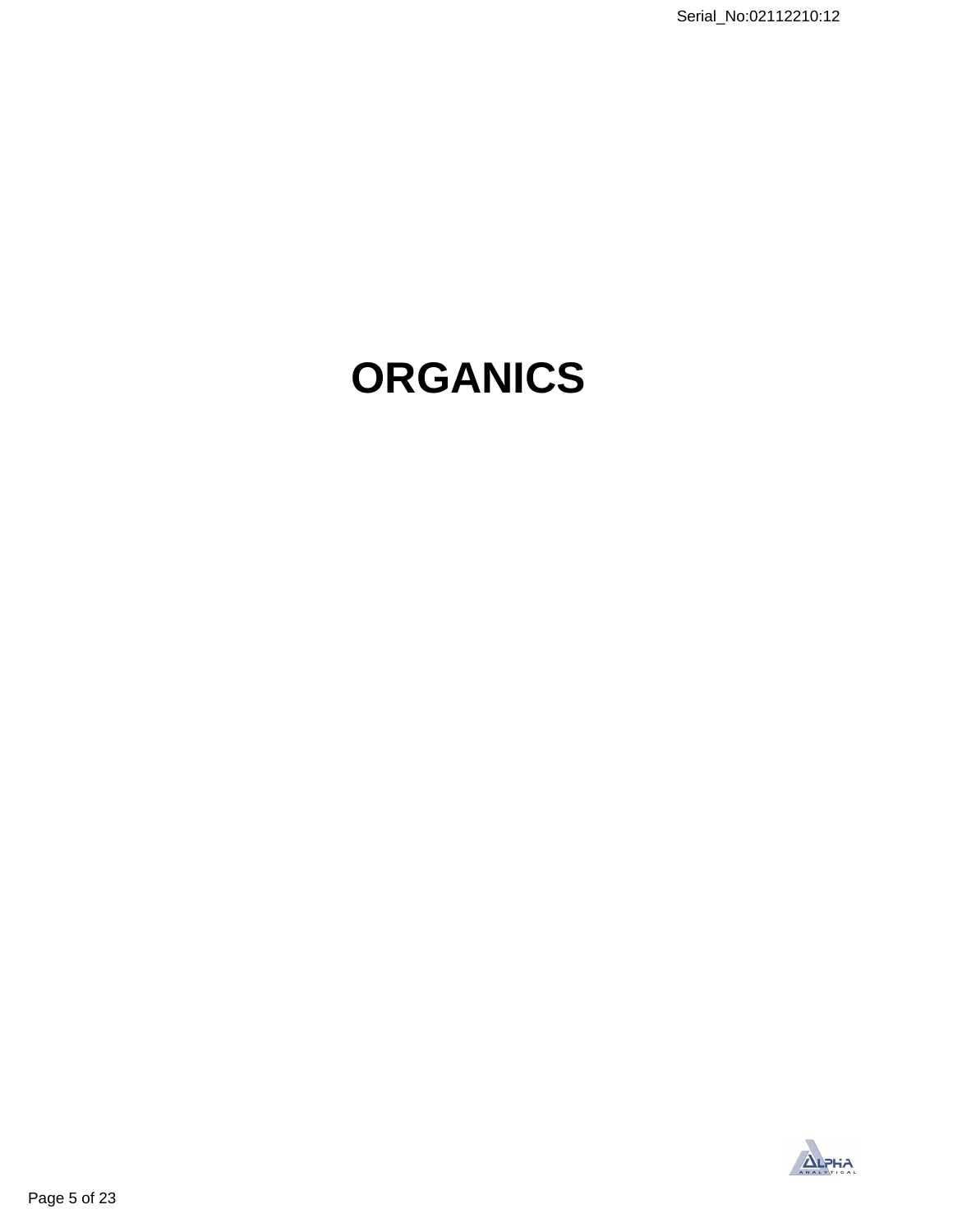# ORGANICS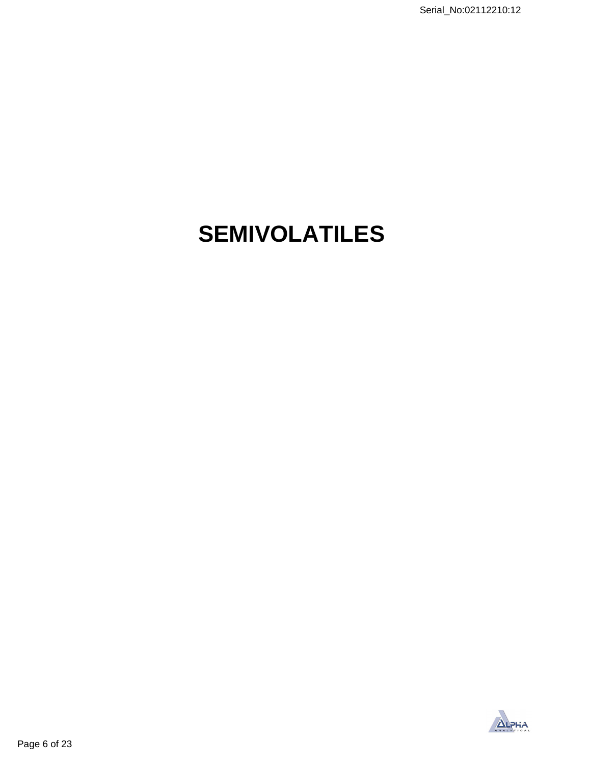# SEMIVOLATILES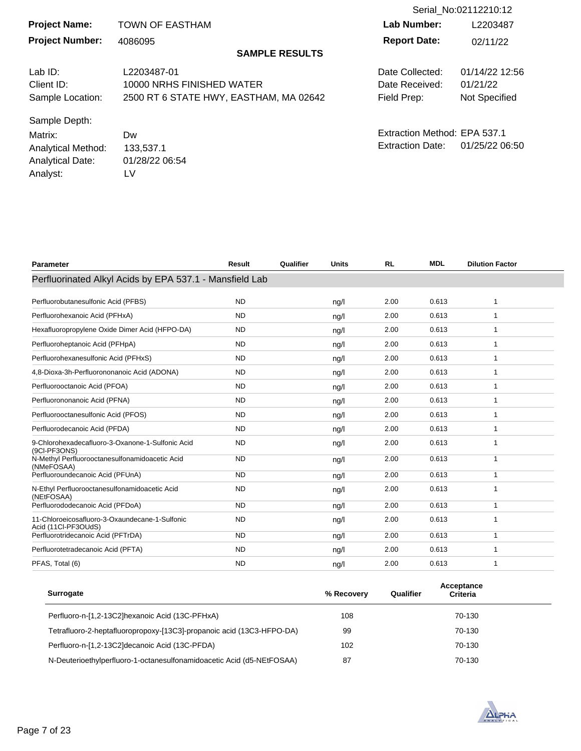Serial_No:02112210:12

| | | | |
|---|---|---|---|
| **Project Name:** | TOWN OF EASTHAM | **Lab Number:** | L2203487 |
| **Project Number:** | 4086095 | **Report Date:** | 02/11/22 |

## SAMPLE RESULTS

| | | | |
|---|---|---|---|
| Lab ID: | L2203487-01 | Date Collected: | 01/14/22 12:56 |
| Client ID: | 10000 NRHS FINISHED WATER | Date Received: | 01/21/22 |
| Sample Location: | 2500 RT 6 STATE HWY, EASTHAM, MA 02642 | Field Prep: | Not Specified |
| Sample Depth: | | | |
| Matrix: | Dw | Extraction Method: | EPA 537.1 |
| Analytical Method: | 133,537.1 | Extraction Date: | 01/25/22 06:50 |
| Analytical Date: | 01/28/22 06:54 | | |
| Analyst: | LV | | |

| Parameter | Result | Qualifier | Units | RL | MDL | Dilution Factor |
|---|---|---|---|---|---|---|
| **Perfluorinated Alkyl Acids by EPA 537.1 - Mansfield Lab** | | | | | | |
| Perfluorobutanesulfonic Acid (PFBS) | ND | | ng/l | 2.00 | 0.613 | 1 |
| Perfluorohexanoic Acid (PFHxA) | ND | | ng/l | 2.00 | 0.613 | 1 |
| Hexafluoropropylene Oxide Dimer Acid (HFPO-DA) | ND | | ng/l | 2.00 | 0.613 | 1 |
| Perfluoroheptanoic Acid (PFHpA) | ND | | ng/l | 2.00 | 0.613 | 1 |
| Perfluorohexanesulfonic Acid (PFHxS) | ND | | ng/l | 2.00 | 0.613 | 1 |
| 4,8-Dioxa-3h-Perfluorononanoic Acid (ADONA) | ND | | ng/l | 2.00 | 0.613 | 1 |
| Perfluorooctanoic Acid (PFOA) | ND | | ng/l | 2.00 | 0.613 | 1 |
| Perfluorononanoic Acid (PFNA) | ND | | ng/l | 2.00 | 0.613 | 1 |
| Perfluorooctanesulfonic Acid (PFOS) | ND | | ng/l | 2.00 | 0.613 | 1 |
| Perfluorodecanoic Acid (PFDA) | ND | | ng/l | 2.00 | 0.613 | 1 |
| 9-Chlorohexadecafluoro-3-Oxanone-1-Sulfonic Acid (9Cl-PF3ONS) | ND | | ng/l | 2.00 | 0.613 | 1 |
| N-Methyl Perfluorooctanesulfonamidoacetic Acid (NMeFOSAA) | ND | | ng/l | 2.00 | 0.613 | 1 |
| Perfluoroundecanoic Acid (PFUnA) | ND | | ng/l | 2.00 | 0.613 | 1 |
| N-Ethyl Perfluorooctanesulfonamidoacetic Acid (NEtFOSAA) | ND | | ng/l | 2.00 | 0.613 | 1 |
| Perfluorododecanoic Acid (PFDoA) | ND | | ng/l | 2.00 | 0.613 | 1 |
| 11-Chloroeicosafluoro-3-Oxaundecane-1-Sulfonic Acid (11Cl-PF3OUdS) | ND | | ng/l | 2.00 | 0.613 | 1 |
| Perfluorotridecanoic Acid (PFTrDA) | ND | | ng/l | 2.00 | 0.613 | 1 |
| Perfluorotetradecanoic Acid (PFTA) | ND | | ng/l | 2.00 | 0.613 | 1 |
| PFAS, Total (6) | ND | | ng/l | 2.00 | 0.613 | 1 |

| Surrogate | % Recovery | Qualifier | Acceptance Criteria |
|---|---|---|---|
| Perfluoro-n-[1,2-13C2]hexanoic Acid (13C-PFHxA) | 108 | | 70-130 |
| Tetrafluoro-2-heptafluoropropoxy-[13C3]-propanoic acid (13C3-HFPO-DA) | 99 | | 70-130 |
| Perfluoro-n-[1,2-13C2]decanoic Acid (13C-PFDA) | 102 | | 70-130 |
| N-Deuterioethylperfluoro-1-octanesulfonamidoacetic Acid (d5-NEtFOSAA) | 87 | | 70-130 |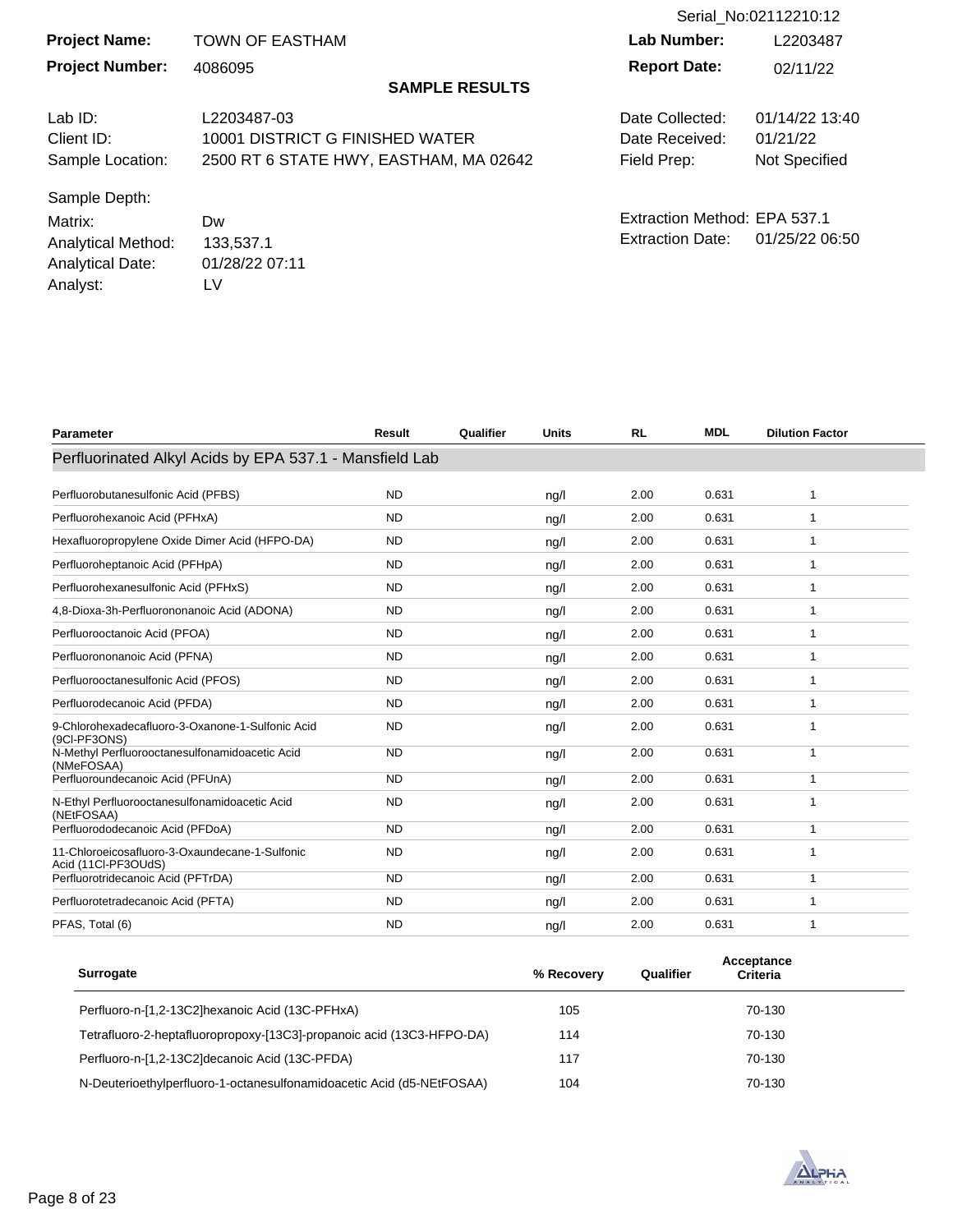Serial_No:02112210:12

| | | | |
|---|---|---|---|
| **Project Name:** | TOWN OF EASTHAM | **Lab Number:** | L2203487 |
| **Project Number:** | 4086095 | **Report Date:** | 02/11/22 |

## SAMPLE RESULTS

| | | | |
|---|---|---|---|
| Lab ID: | L2203487-03 | Date Collected: | 01/14/22 13:40 |
| Client ID: | 10001 DISTRICT G FINISHED WATER | Date Received: | 01/21/22 |
| Sample Location: | 2500 RT 6 STATE HWY, EASTHAM, MA 02642 | Field Prep: | Not Specified |
| Sample Depth: | | | |
| Matrix: | Dw | Extraction Method: | EPA 537.1 |
| Analytical Method: | 133,537.1 | Extraction Date: | 01/25/22 06:50 |
| Analytical Date: | 01/28/22 07:11 | | |
| Analyst: | LV | | |

| Parameter | Result | Qualifier | Units | RL | MDL | Dilution Factor |
|---|---|---|---|---|---|---|
| **Perfluorinated Alkyl Acids by EPA 537.1 - Mansfield Lab** | | | | | | |
| Perfluorobutanesulfonic Acid (PFBS) | ND | | ng/l | 2.00 | 0.631 | 1 |
| Perfluorohexanoic Acid (PFHxA) | ND | | ng/l | 2.00 | 0.631 | 1 |
| Hexafluoropropylene Oxide Dimer Acid (HFPO-DA) | ND | | ng/l | 2.00 | 0.631 | 1 |
| Perfluoroheptanoic Acid (PFHpA) | ND | | ng/l | 2.00 | 0.631 | 1 |
| Perfluorohexanesulfonic Acid (PFHxS) | ND | | ng/l | 2.00 | 0.631 | 1 |
| 4,8-Dioxa-3h-Perfluorononanoic Acid (ADONA) | ND | | ng/l | 2.00 | 0.631 | 1 |
| Perfluorooctanoic Acid (PFOA) | ND | | ng/l | 2.00 | 0.631 | 1 |
| Perfluorononanoic Acid (PFNA) | ND | | ng/l | 2.00 | 0.631 | 1 |
| Perfluorooctanesulfonic Acid (PFOS) | ND | | ng/l | 2.00 | 0.631 | 1 |
| Perfluorodecanoic Acid (PFDA) | ND | | ng/l | 2.00 | 0.631 | 1 |
| 9-Chlorohexadecafluoro-3-Oxanone-1-Sulfonic Acid (9Cl-PF3ONS) | ND | | ng/l | 2.00 | 0.631 | 1 |
| N-Methyl Perfluorooctanesulfonamidoacetic Acid (NMeFOSAA) | ND | | ng/l | 2.00 | 0.631 | 1 |
| Perfluoroundecanoic Acid (PFUnA) | ND | | ng/l | 2.00 | 0.631 | 1 |
| N-Ethyl Perfluorooctanesulfonamidoacetic Acid (NEtFOSAA) | ND | | ng/l | 2.00 | 0.631 | 1 |
| Perfluorododecanoic Acid (PFDoA) | ND | | ng/l | 2.00 | 0.631 | 1 |
| 11-Chloroeicosafluoro-3-Oxaundecane-1-Sulfonic Acid (11Cl-PF3OUdS) | ND | | ng/l | 2.00 | 0.631 | 1 |
| Perfluorotridecanoic Acid (PFTrDA) | ND | | ng/l | 2.00 | 0.631 | 1 |
| Perfluorotetradecanoic Acid (PFTA) | ND | | ng/l | 2.00 | 0.631 | 1 |
| PFAS, Total (6) | ND | | ng/l | 2.00 | 0.631 | 1 |

| Surrogate | % Recovery | Qualifier | Acceptance Criteria |
|---|---|---|---|
| Perfluoro-n-[1,2-13C2]hexanoic Acid (13C-PFHxA) | 105 | | 70-130 |
| Tetrafluoro-2-heptafluoropropoxy-[13C3]-propanoic acid (13C3-HFPO-DA) | 114 | | 70-130 |
| Perfluoro-n-[1,2-13C2]decanoic Acid (13C-PFDA) | 117 | | 70-130 |
| N-Deuterioethylperfluoro-1-octanesulfonamidoacetic Acid (d5-NEtFOSAA) | 104 | | 70-130 |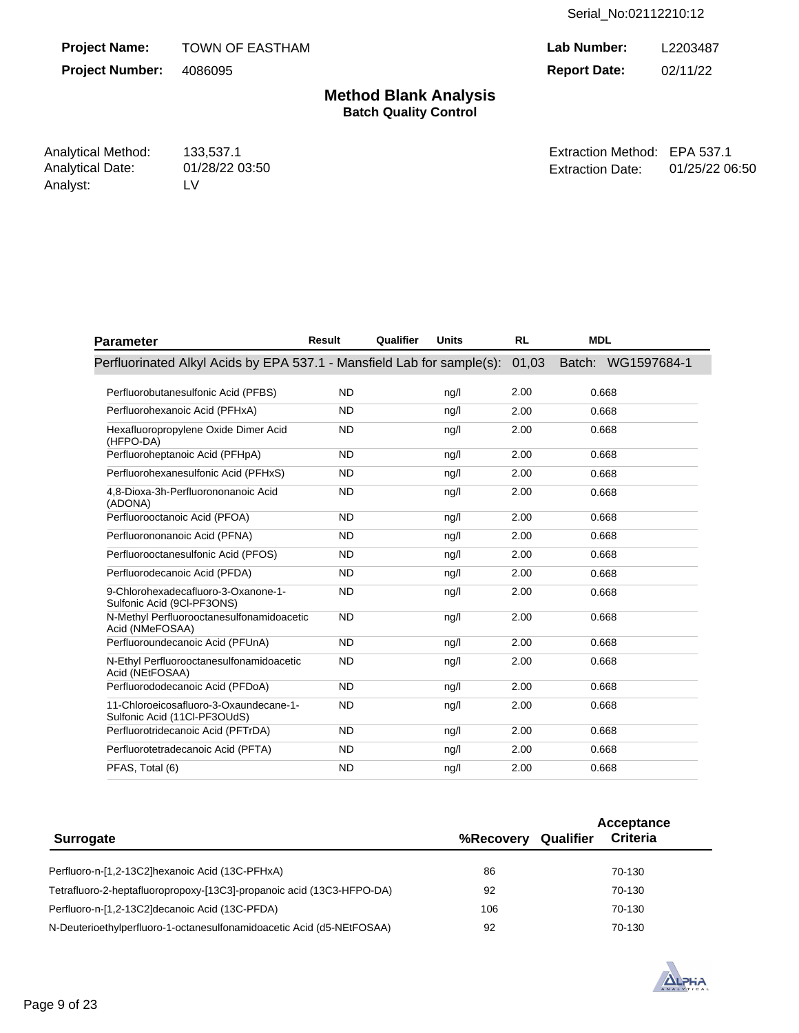Serial_No:02112210:12

**Project Name:** TOWN OF EASTHAM
**Project Number:** 4086095
**Lab Number:** L2203487
**Report Date:** 02/11/22

# Method Blank Analysis
## Batch Quality Control

Analytical Method: 133,537.1
Analytical Date: 01/28/22 03:50
Analyst: LV

Extraction Method: EPA 537.1
Extraction Date: 01/25/22 06:50

| Parameter | Result | Qualifier | Units | RL | MDL |
|---|---|---|---|---|---|
| Perfluorinated Alkyl Acids by EPA 537.1 - Mansfield Lab for sample(s): 01,03 Batch: WG1597684-1 | | | | | |
| Perfluorobutanesulfonic Acid (PFBS) | ND | | ng/l | 2.00 | 0.668 |
| Perfluorohexanoic Acid (PFHxA) | ND | | ng/l | 2.00 | 0.668 |
| Hexafluoropropylene Oxide Dimer Acid (HFPO-DA) | ND | | ng/l | 2.00 | 0.668 |
| Perfluoroheptanoic Acid (PFHpA) | ND | | ng/l | 2.00 | 0.668 |
| Perfluorohexanesulfonic Acid (PFHxS) | ND | | ng/l | 2.00 | 0.668 |
| 4,8-Dioxa-3h-Perfluorononanoic Acid (ADONA) | ND | | ng/l | 2.00 | 0.668 |
| Perfluorooctanoic Acid (PFOA) | ND | | ng/l | 2.00 | 0.668 |
| Perfluorononanoic Acid (PFNA) | ND | | ng/l | 2.00 | 0.668 |
| Perfluorooctanesulfonic Acid (PFOS) | ND | | ng/l | 2.00 | 0.668 |
| Perfluorodecanoic Acid (PFDA) | ND | | ng/l | 2.00 | 0.668 |
| 9-Chlorohexadecafluoro-3-Oxanone-1-Sulfonic Acid (9Cl-PF3ONS) | ND | | ng/l | 2.00 | 0.668 |
| N-Methyl Perfluorooctanesulfonamidoacetic Acid (NMeFOSAA) | ND | | ng/l | 2.00 | 0.668 |
| Perfluoroundecanoic Acid (PFUnA) | ND | | ng/l | 2.00 | 0.668 |
| N-Ethyl Perfluorooctanesulfonamidoacetic Acid (NEtFOSAA) | ND | | ng/l | 2.00 | 0.668 |
| Perfluorododecanoic Acid (PFDoA) | ND | | ng/l | 2.00 | 0.668 |
| 11-Chloroeicosafluoro-3-Oxaundecane-1-Sulfonic Acid (11Cl-PF3OUdS) | ND | | ng/l | 2.00 | 0.668 |
| Perfluorotridecanoic Acid (PFTrDA) | ND | | ng/l | 2.00 | 0.668 |
| Perfluorotetradecanoic Acid (PFTA) | ND | | ng/l | 2.00 | 0.668 |
| PFAS, Total (6) | ND | | ng/l | 2.00 | 0.668 |

| Surrogate | %Recovery | Qualifier | Acceptance Criteria |
|---|---|---|---|
| Perfluoro-n-[1,2-13C2]hexanoic Acid (13C-PFHxA) | 86 | | 70-130 |
| Tetrafluoro-2-heptafluoropropoxy-[13C3]-propanoic acid (13C3-HFPO-DA) | 92 | | 70-130 |
| Perfluoro-n-[1,2-13C2]decanoic Acid (13C-PFDA) | 106 | | 70-130 |
| N-Deuterioethylperfluoro-1-octanesulfonamidoacetic Acid (d5-NEtFOSAA) | 92 | | 70-130 |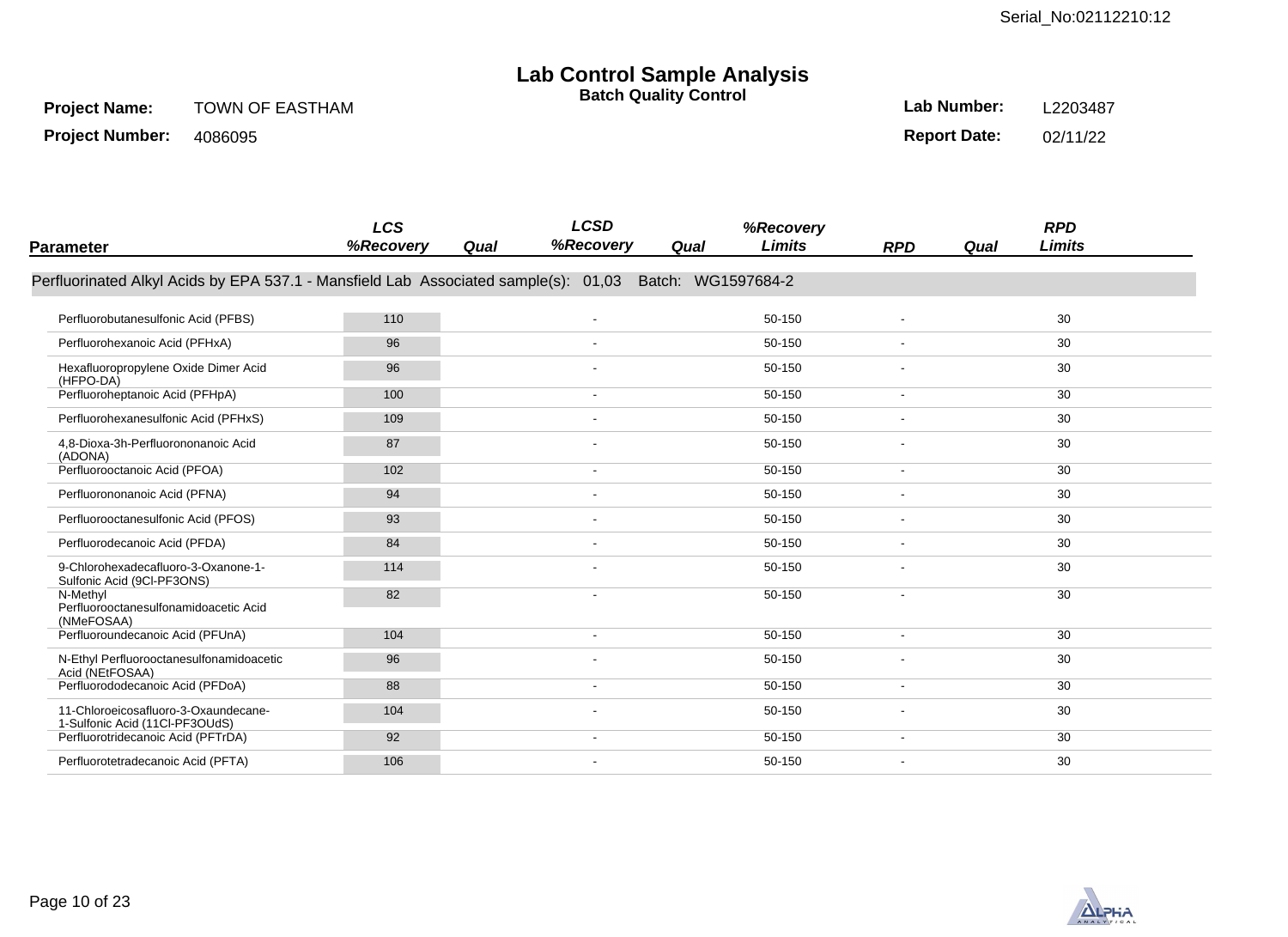Serial_No:02112210:12

# Lab Control Sample Analysis

## Batch Quality Control

**Project Name:** TOWN OF EASTHAM **Lab Number:** L2203487

**Project Number:** 4086095 **Report Date:** 02/11/22

| Parameter | LCS %Recovery | Qual | LCSD %Recovery | Qual | %Recovery Limits | RPD | Qual | RPD Limits |
|---|---|---|---|---|---|---|---|---|
| Perfluorinated Alkyl Acids by EPA 537.1 - Mansfield Lab Associated sample(s): 01,03 Batch: WG1597684-2 | | | | | | | | |
| Perfluorobutanesulfonic Acid (PFBS) | 110 | | - | | 50-150 | - | | 30 |
| Perfluorohexanoic Acid (PFHxA) | 96 | | - | | 50-150 | - | | 30 |
| Hexafluoropropylene Oxide Dimer Acid (HFPO-DA) | 96 | | - | | 50-150 | - | | 30 |
| Perfluoroheptanoic Acid (PFHpA) | 100 | | - | | 50-150 | - | | 30 |
| Perfluorohexanesulfonic Acid (PFHxS) | 109 | | - | | 50-150 | - | | 30 |
| 4,8-Dioxa-3h-Perfluorononanoic Acid (ADONA) | 87 | | - | | 50-150 | - | | 30 |
| Perfluorooctanoic Acid (PFOA) | 102 | | - | | 50-150 | - | | 30 |
| Perfluorononanoic Acid (PFNA) | 94 | | - | | 50-150 | - | | 30 |
| Perfluorooctanesulfonic Acid (PFOS) | 93 | | - | | 50-150 | - | | 30 |
| Perfluorodecanoic Acid (PFDA) | 84 | | - | | 50-150 | - | | 30 |
| 9-Chlorohexadecafluoro-3-Oxanone-1-Sulfonic Acid (9Cl-PF3ONS) | 114 | | - | | 50-150 | - | | 30 |
| N-Methyl Perfluorooctanesulfonamidoacetic Acid (NMeFOSAA) | 82 | | - | | 50-150 | - | | 30 |
| Perfluoroundecanoic Acid (PFUnA) | 104 | | - | | 50-150 | - | | 30 |
| N-Ethyl Perfluorooctanesulfonamidoacetic Acid (NEtFOSAA) | 96 | | - | | 50-150 | - | | 30 |
| Perfluorododecanoic Acid (PFDoA) | 88 | | - | | 50-150 | - | | 30 |
| 11-Chloroeicosafluoro-3-Oxaundecane-1-Sulfonic Acid (11Cl-PF3OUdS) | 104 | | - | | 50-150 | - | | 30 |
| Perfluorotridecanoic Acid (PFTrDA) | 92 | | - | | 50-150 | - | | 30 |
| Perfluorotetradecanoic Acid (PFTA) | 106 | | - | | 50-150 | - | | 30 |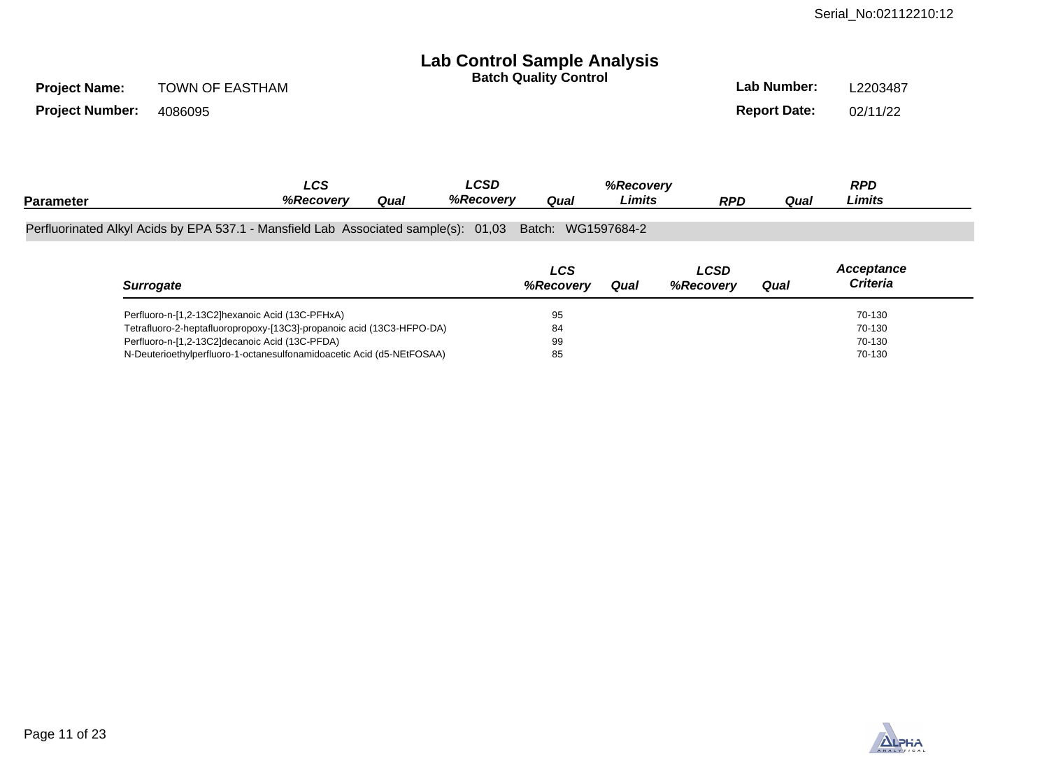Serial_No:02112210:12

# Lab Control Sample Analysis

## Batch Quality Control

**Project Name:** TOWN OF EASTHAM

**Project Number:** 4086095

**Lab Number:** L2203487

**Report Date:** 02/11/22

| Parameter | LCS %Recovery | Qual | LCSD %Recovery | Qual | %Recovery Limits | RPD | Qual | RPD Limits |
|---|---|---|---|---|---|---|---|---|

Perfluorinated Alkyl Acids by EPA 537.1 - Mansfield Lab Associated sample(s): 01,03 Batch: WG1597684-2

| Surrogate | LCS %Recovery | Qual | LCSD %Recovery | Qual | Acceptance Criteria |
|---|---|---|---|---|---|
| Perfluoro-n-[1,2-13C2]hexanoic Acid (13C-PFHxA) | 95 | | | | 70-130 |
| Tetrafluoro-2-heptafluoropropoxy-[13C3]-propanoic acid (13C3-HFPO-DA) | 84 | | | | 70-130 |
| Perfluoro-n-[1,2-13C2]decanoic Acid (13C-PFDA) | 99 | | | | 70-130 |
| N-Deuterioethylperfluoro-1-octanesulfonamidoacetic Acid (d5-NEtFOSAA) | 85 | | | | 70-130 |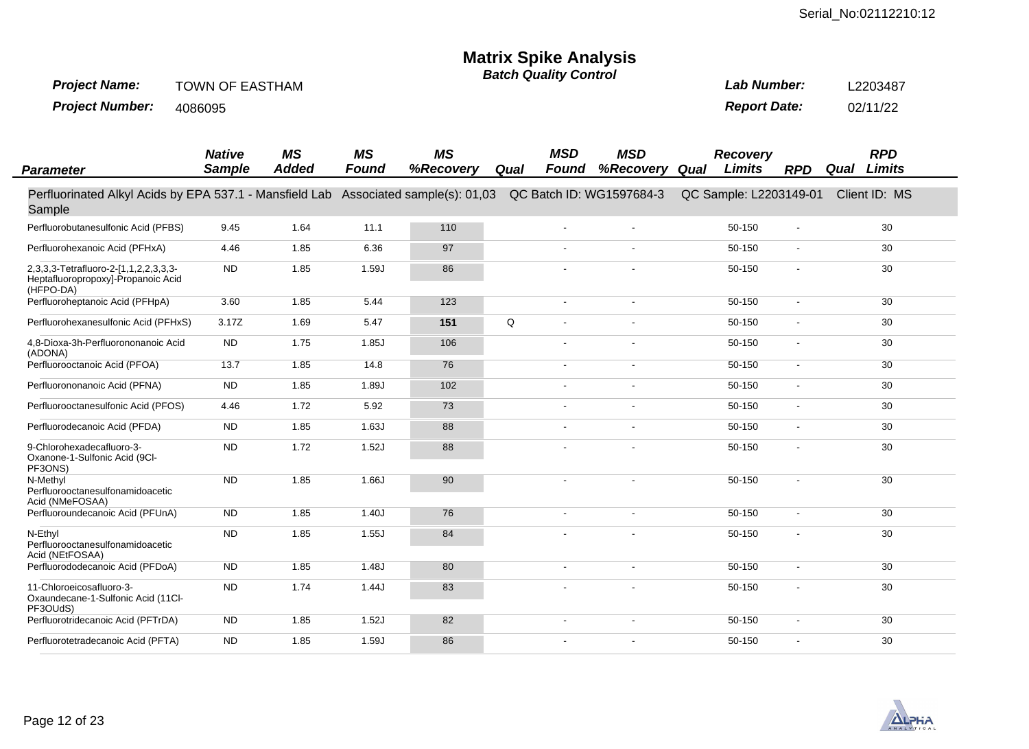Serial_No:02112210:12

# Matrix Spike Analysis

### Batch Quality Control

**Project Name:** TOWN OF EASTHAM  
**Project Number:** 4086095  
**Lab Number:** L2203487  
**Report Date:** 02/11/22

| Parameter | Native Sample | MS Added | MS Found | MS %Recovery | Qual | MSD Found | MSD %Recovery | Qual | Recovery Limits | RPD | Qual | RPD Limits |
|---|---|---|---|---|---|---|---|---|---|---|---|---|
| Perfluorinated Alkyl Acids by EPA 537.1 - Mansfield Lab Associated sample(s): 01,03 QC Batch ID: WG1597684-3 QC Sample: L2203149-01 Client ID: MS Sample | | | | | | | | | | | | |
| Perfluorobutanesulfonic Acid (PFBS) | 9.45 | 1.64 | 11.1 | 110 | | - | - | | 50-150 | - | | 30 |
| Perfluorohexanoic Acid (PFHxA) | 4.46 | 1.85 | 6.36 | 97 | | - | - | | 50-150 | - | | 30 |
| 2,3,3,3-Tetrafluoro-2-[1,1,2,2,3,3,3-Heptafluoropropoxy]-Propanoic Acid (HFPO-DA) | ND | 1.85 | 1.59J | 86 | | - | - | | 50-150 | - | | 30 |
| Perfluoroheptanoic Acid (PFHpA) | 3.60 | 1.85 | 5.44 | 123 | | - | - | | 50-150 | - | | 30 |
| Perfluorohexanesulfonic Acid (PFHxS) | 3.17Z | 1.69 | 5.47 | **151** | Q | - | - | | 50-150 | - | | 30 |
| 4,8-Dioxa-3h-Perfluorononanoic Acid (ADONA) | ND | 1.75 | 1.85J | 106 | | - | - | | 50-150 | - | | 30 |
| Perfluorooctanoic Acid (PFOA) | 13.7 | 1.85 | 14.8 | 76 | | - | - | | 50-150 | - | | 30 |
| Perfluorononanoic Acid (PFNA) | ND | 1.85 | 1.89J | 102 | | - | - | | 50-150 | - | | 30 |
| Perfluorooctanesulfonic Acid (PFOS) | 4.46 | 1.72 | 5.92 | 73 | | - | - | | 50-150 | - | | 30 |
| Perfluorodecanoic Acid (PFDA) | ND | 1.85 | 1.63J | 88 | | - | - | | 50-150 | - | | 30 |
| 9-Chlorohexadecafluoro-3-Oxanone-1-Sulfonic Acid (9Cl-PF3ONS) | ND | 1.72 | 1.52J | 88 | | - | - | | 50-150 | - | | 30 |
| N-Methyl Perfluorooctanesulfonamidoacetic Acid (NMeFOSAA) | ND | 1.85 | 1.66J | 90 | | - | - | | 50-150 | - | | 30 |
| Perfluoroundecanoic Acid (PFUnA) | ND | 1.85 | 1.40J | 76 | | - | - | | 50-150 | - | | 30 |
| N-Ethyl Perfluorooctanesulfonamidoacetic Acid (NEtFOSAA) | ND | 1.85 | 1.55J | 84 | | - | - | | 50-150 | - | | 30 |
| Perfluorododecanoic Acid (PFDoA) | ND | 1.85 | 1.48J | 80 | | - | - | | 50-150 | - | | 30 |
| 11-Chloroeicosafluoro-3-Oxaundecane-1-Sulfonic Acid (11Cl-PF3OUdS) | ND | 1.74 | 1.44J | 83 | | - | - | | 50-150 | - | | 30 |
| Perfluorotridecanoic Acid (PFTrDA) | ND | 1.85 | 1.52J | 82 | | - | - | | 50-150 | - | | 30 |
| Perfluorotetradecanoic Acid (PFTA) | ND | 1.85 | 1.59J | 86 | | - | - | | 50-150 | - | | 30 |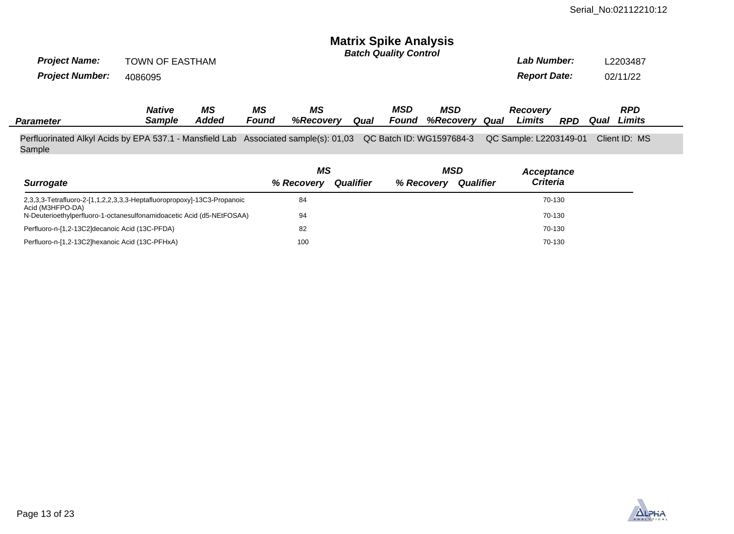Serial_No:02112210:12

# Matrix Spike Analysis

***Batch Quality Control***

| | | | |
|---|---|---|---|
| ***Project Name:*** | TOWN OF EASTHAM | ***Lab Number:*** | L2203487 |
| ***Project Number:*** | 4086095 | ***Report Date:*** | 02/11/22 |

| *Parameter* | *Native Sample* | *MS Added* | *MS Found* | *MS %Recovery* | *Qual* | *MSD Found* | *MSD %Recovery* | *Qual* | *Recovery Limits* | *RPD* | *Qual* | *RPD Limits* |
|---|---|---|---|---|---|---|---|---|---|---|---|---|

Perfluorinated Alkyl Acids by EPA 537.1 - Mansfield Lab Associated sample(s): 01,03 QC Batch ID: WG1597684-3 QC Sample: L2203149-01 Client ID: MS Sample

| *Surrogate* | *MS % Recovery* | *MS Qualifier* | *MSD % Recovery* | *MSD Qualifier* | *Acceptance Criteria* |
|---|---|---|---|---|---|
| 2,3,3,3-Tetrafluoro-2-[1,1,2,2,3,3,3-Heptafluoropropoxy]-13C3-Propanoic Acid (M3HFPO-DA) | 84 | | | | 70-130 |
| N-Deuterioethylperfluoro-1-octanesulfonamidoacetic Acid (d5-NEtFOSAA) | 94 | | | | 70-130 |
| Perfluoro-n-[1,2-13C2]decanoic Acid (13C-PFDA) | 82 | | | | 70-130 |
| Perfluoro-n-[1,2-13C2]hexanoic Acid (13C-PFHxA) | 100 | | | | 70-130 |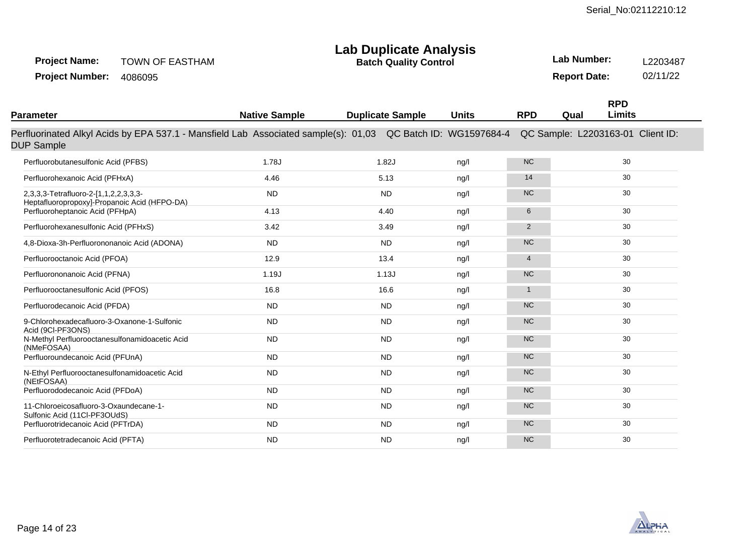Serial_No:02112210:12

# Lab Duplicate Analysis

**Batch Quality Control**

**Project Name:** TOWN OF EASTHAM
**Project Number:** 4086095

**Lab Number:** L2203487
**Report Date:** 02/11/22

| Parameter | Native Sample | Duplicate Sample | Units | RPD | Qual | RPD Limits |
|---|---|---|---|---|---|---|
| Perfluorinated Alkyl Acids by EPA 537.1 - Mansfield Lab Associated sample(s): 01,03 QC Batch ID: WG1597684-4 QC Sample: L2203163-01 Client ID: DUP Sample | | | | | | |
| Perfluorobutanesulfonic Acid (PFBS) | 1.78J | 1.82J | ng/l | NC | | 30 |
| Perfluorohexanoic Acid (PFHxA) | 4.46 | 5.13 | ng/l | 14 | | 30 |
| 2,3,3,3-Tetrafluoro-2-[1,1,2,2,3,3,3-Heptafluoropropoxy]-Propanoic Acid (HFPO-DA) | ND | ND | ng/l | NC | | 30 |
| Perfluoroheptanoic Acid (PFHpA) | 4.13 | 4.40 | ng/l | 6 | | 30 |
| Perfluorohexanesulfonic Acid (PFHxS) | 3.42 | 3.49 | ng/l | 2 | | 30 |
| 4,8-Dioxa-3h-Perfluorononanoic Acid (ADONA) | ND | ND | ng/l | NC | | 30 |
| Perfluorooctanoic Acid (PFOA) | 12.9 | 13.4 | ng/l | 4 | | 30 |
| Perfluorononanoic Acid (PFNA) | 1.19J | 1.13J | ng/l | NC | | 30 |
| Perfluorooctanesulfonic Acid (PFOS) | 16.8 | 16.6 | ng/l | 1 | | 30 |
| Perfluorodecanoic Acid (PFDA) | ND | ND | ng/l | NC | | 30 |
| 9-Chlorohexadecafluoro-3-Oxanone-1-Sulfonic Acid (9Cl-PF3ONS) | ND | ND | ng/l | NC | | 30 |
| N-Methyl Perfluorooctanesulfonamidoacetic Acid (NMeFOSAA) | ND | ND | ng/l | NC | | 30 |
| Perfluoroundecanoic Acid (PFUnA) | ND | ND | ng/l | NC | | 30 |
| N-Ethyl Perfluorooctanesulfonamidoacetic Acid (NEtFOSAA) | ND | ND | ng/l | NC | | 30 |
| Perfluorododecanoic Acid (PFDoA) | ND | ND | ng/l | NC | | 30 |
| 11-Chloroeicosafluoro-3-Oxaundecane-1-Sulfonic Acid (11Cl-PF3OUdS) | ND | ND | ng/l | NC | | 30 |
| Perfluorotridecanoic Acid (PFTrDA) | ND | ND | ng/l | NC | | 30 |
| Perfluorotetradecanoic Acid (PFTA) | ND | ND | ng/l | NC | | 30 |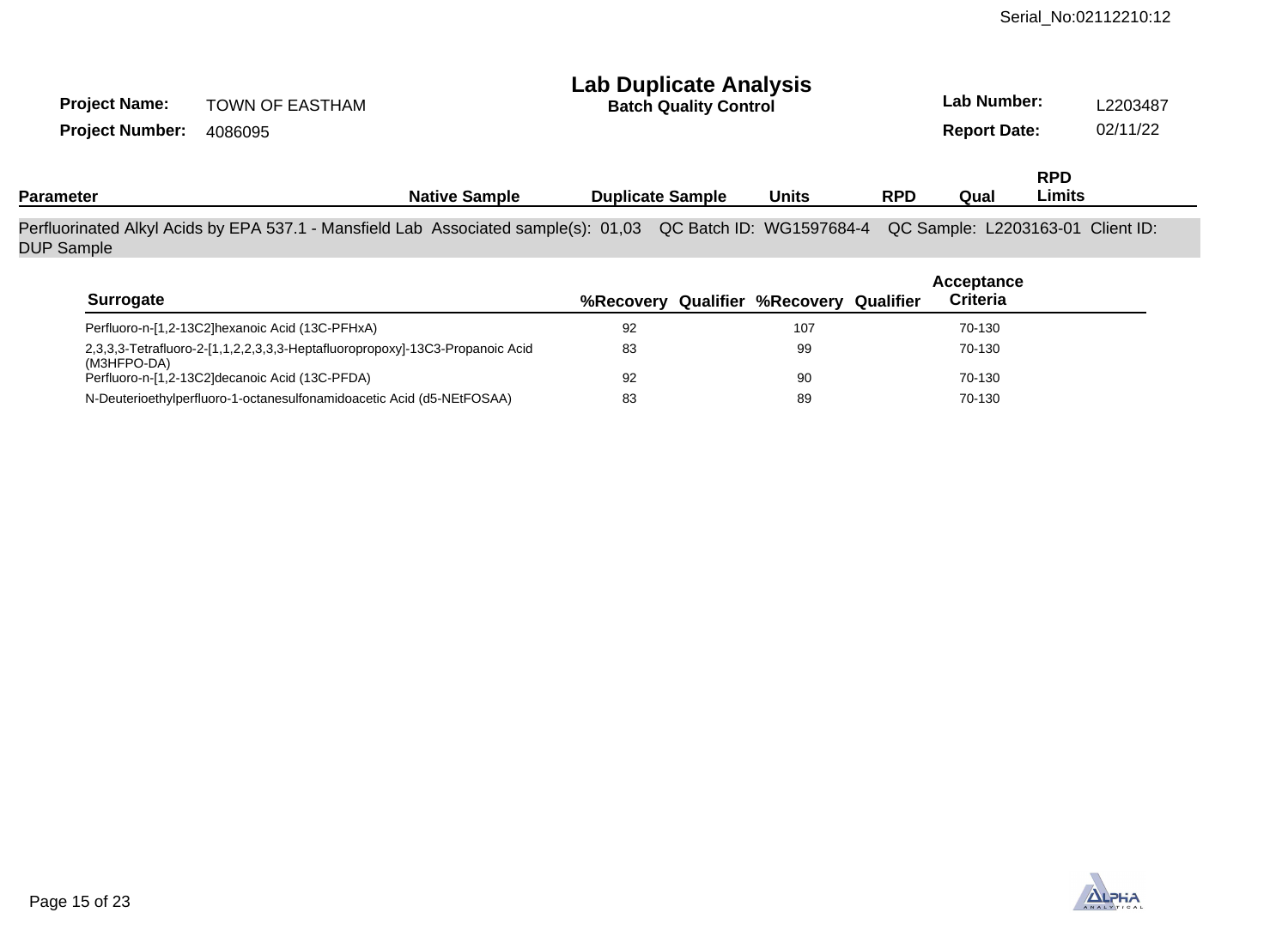Serial_No:02112210:12

# Lab Duplicate Analysis

**Batch Quality Control**

**Project Name:** TOWN OF EASTHAM

**Project Number:** 4086095

**Lab Number:** L2203487

**Report Date:** 02/11/22

| Parameter | Native Sample | Duplicate Sample | Units | RPD | Qual | RPD Limits |
|---|---|---|---|---|---|---|

Perfluorinated Alkyl Acids by EPA 537.1 - Mansfield Lab Associated sample(s): 01,03 QC Batch ID: WG1597684-4 QC Sample: L2203163-01 Client ID: DUP Sample

| Surrogate | %Recovery | Qualifier | %Recovery | Qualifier | Acceptance Criteria |
|---|---|---|---|---|---|
| Perfluoro-n-[1,2-13C2]hexanoic Acid (13C-PFHxA) | 92 | | 107 | | 70-130 |
| 2,3,3,3-Tetrafluoro-2-[1,1,2,2,3,3,3-Heptafluoropropoxy]-13C3-Propanoic Acid (M3HFPO-DA) | 83 | | 99 | | 70-130 |
| Perfluoro-n-[1,2-13C2]decanoic Acid (13C-PFDA) | 92 | | 90 | | 70-130 |
| N-Deuterioethylperfluoro-1-octanesulfonamidoacetic Acid (d5-NEtFOSAA) | 83 | | 89 | | 70-130 |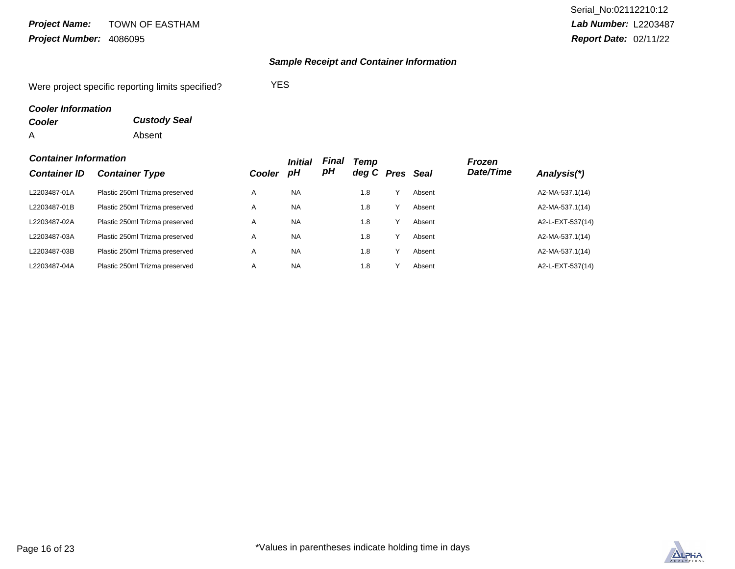**Project Name:** TOWN OF EASTHAM
**Project Number:** 4086095

Serial_No:02112210:12
**Lab Number:** L2203487
**Report Date:** 02/11/22

### Sample Receipt and Container Information

Were project specific reporting limits specified? YES

**Cooler Information**

| Cooler | Custody Seal |
|---|---|
| A | Absent |

**Container Information**

| Container ID | Container Type | Cooler | Initial pH | Final pH | Temp deg C | Pres | Seal | Frozen Date/Time | Analysis(*) |
|---|---|---|---|---|---|---|---|---|---|
| L2203487-01A | Plastic 250ml Trizma preserved | A | NA | | 1.8 | Y | Absent | | A2-MA-537.1(14) |
| L2203487-01B | Plastic 250ml Trizma preserved | A | NA | | 1.8 | Y | Absent | | A2-MA-537.1(14) |
| L2203487-02A | Plastic 250ml Trizma preserved | A | NA | | 1.8 | Y | Absent | | A2-L-EXT-537(14) |
| L2203487-03A | Plastic 250ml Trizma preserved | A | NA | | 1.8 | Y | Absent | | A2-MA-537.1(14) |
| L2203487-03B | Plastic 250ml Trizma preserved | A | NA | | 1.8 | Y | Absent | | A2-MA-537.1(14) |
| L2203487-04A | Plastic 250ml Trizma preserved | A | NA | | 1.8 | Y | Absent | | A2-L-EXT-537(14) |

*Values in parentheses indicate holding time in days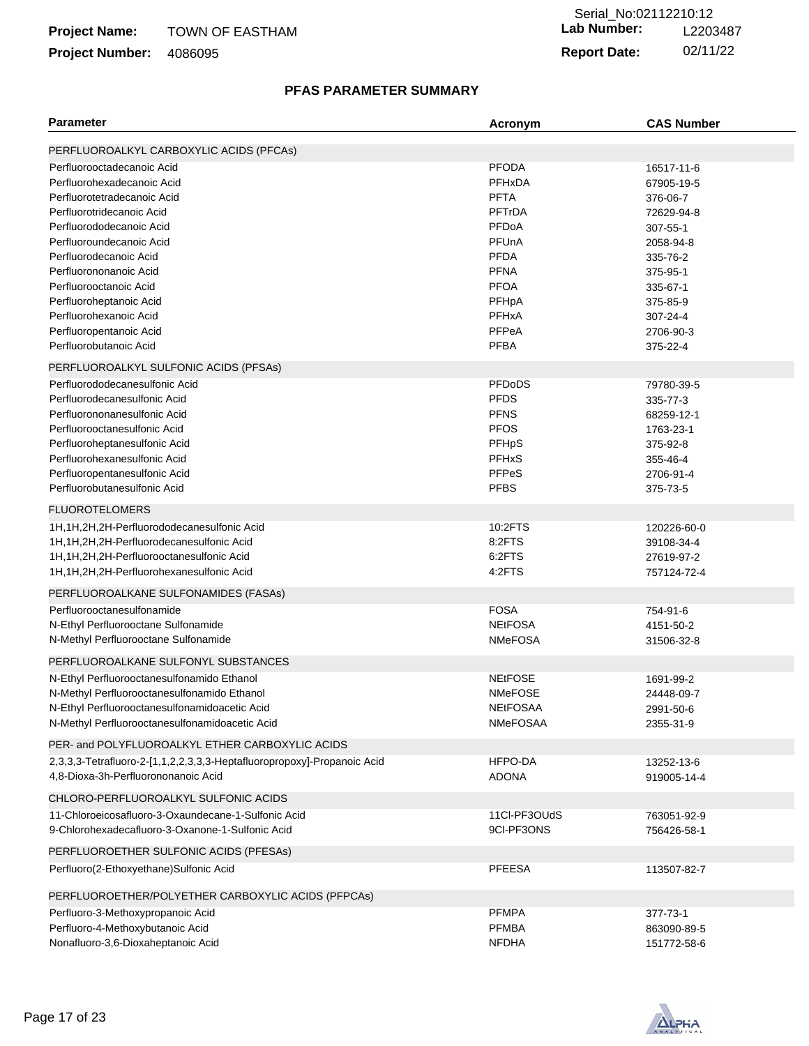Serial_No:02112210:12

**Project Name:** TOWN OF EASTHAM **Lab Number:** L2203487

**Project Number:** 4086095 **Report Date:** 02/11/22

## PFAS PARAMETER SUMMARY

| Parameter | Acronym | CAS Number |
|---|---|---|
| PERFLUOROALKYL CARBOXYLIC ACIDS (PFCAs) | | |
| Perfluorooctadecanoic Acid | PFODA | 16517-11-6 |
| Perfluorohexadecanoic Acid | PFHxDA | 67905-19-5 |
| Perfluorotetradecanoic Acid | PFTA | 376-06-7 |
| Perfluorotridecanoic Acid | PFTrDA | 72629-94-8 |
| Perfluorododecanoic Acid | PFDoA | 307-55-1 |
| Perfluoroundecanoic Acid | PFUnA | 2058-94-8 |
| Perfluorodecanoic Acid | PFDA | 335-76-2 |
| Perfluorononanoic Acid | PFNA | 375-95-1 |
| Perfluorooctanoic Acid | PFOA | 335-67-1 |
| Perfluoroheptanoic Acid | PFHpA | 375-85-9 |
| Perfluorohexanoic Acid | PFHxA | 307-24-4 |
| Perfluoropentanoic Acid | PFPeA | 2706-90-3 |
| Perfluorobutanoic Acid | PFBA | 375-22-4 |
| PERFLUOROALKYL SULFONIC ACIDS (PFSAs) | | |
| Perfluorododecanesulfonic Acid | PFDoDS | 79780-39-5 |
| Perfluorodecanesulfonic Acid | PFDS | 335-77-3 |
| Perfluorononanesulfonic Acid | PFNS | 68259-12-1 |
| Perfluorooctanesulfonic Acid | PFOS | 1763-23-1 |
| Perfluoroheptanesulfonic Acid | PFHpS | 375-92-8 |
| Perfluorohexanesulfonic Acid | PFHxS | 355-46-4 |
| Perfluoropentanesulfonic Acid | PFPeS | 2706-91-4 |
| Perfluorobutanesulfonic Acid | PFBS | 375-73-5 |
| FLUOROTELOMERS | | |
| 1H,1H,2H,2H-Perfluorododecanesulfonic Acid | 10:2FTS | 120226-60-0 |
| 1H,1H,2H,2H-Perfluorodecanesulfonic Acid | 8:2FTS | 39108-34-4 |
| 1H,1H,2H,2H-Perfluorooctanesulfonic Acid | 6:2FTS | 27619-97-2 |
| 1H,1H,2H,2H-Perfluorohexanesulfonic Acid | 4:2FTS | 757124-72-4 |
| PERFLUOROALKANE SULFONAMIDES (FASAs) | | |
| Perfluorooctanesulfonamide | FOSA | 754-91-6 |
| N-Ethyl Perfluorooctane Sulfonamide | NEtFOSA | 4151-50-2 |
| N-Methyl Perfluorooctane Sulfonamide | NMeFOSA | 31506-32-8 |
| PERFLUOROALKANE SULFONYL SUBSTANCES | | |
| N-Ethyl Perfluorooctanesulfonamido Ethanol | NEtFOSE | 1691-99-2 |
| N-Methyl Perfluorooctanesulfonamido Ethanol | NMeFOSE | 24448-09-7 |
| N-Ethyl Perfluorooctanesulfonamidoacetic Acid | NEtFOSAA | 2991-50-6 |
| N-Methyl Perfluorooctanesulfonamidoacetic Acid | NMeFOSAA | 2355-31-9 |
| PER- and POLYFLUOROALKYL ETHER CARBOXYLIC ACIDS | | |
| 2,3,3,3-Tetrafluoro-2-[1,1,2,2,3,3,3-Heptafluoropropoxy]-Propanoic Acid | HFPO-DA | 13252-13-6 |
| 4,8-Dioxa-3h-Perfluorononanoic Acid | ADONA | 919005-14-4 |
| CHLORO-PERFLUOROALKYL SULFONIC ACIDS | | |
| 11-Chloroeicosafluoro-3-Oxaundecane-1-Sulfonic Acid | 11Cl-PF3OUdS | 763051-92-9 |
| 9-Chlorohexadecafluoro-3-Oxanone-1-Sulfonic Acid | 9Cl-PF3ONS | 756426-58-1 |
| PERFLUOROETHER SULFONIC ACIDS (PFESAs) | | |
| Perfluoro(2-Ethoxyethane)Sulfonic Acid | PFEESA | 113507-82-7 |
| PERFLUOROETHER/POLYETHER CARBOXYLIC ACIDS (PFPCAs) | | |
| Perfluoro-3-Methoxypropanoic Acid | PFMPA | 377-73-1 |
| Perfluoro-4-Methoxybutanoic Acid | PFMBA | 863090-89-5 |
| Nonafluoro-3,6-Dioxaheptanoic Acid | NFDHA | 151772-58-6 |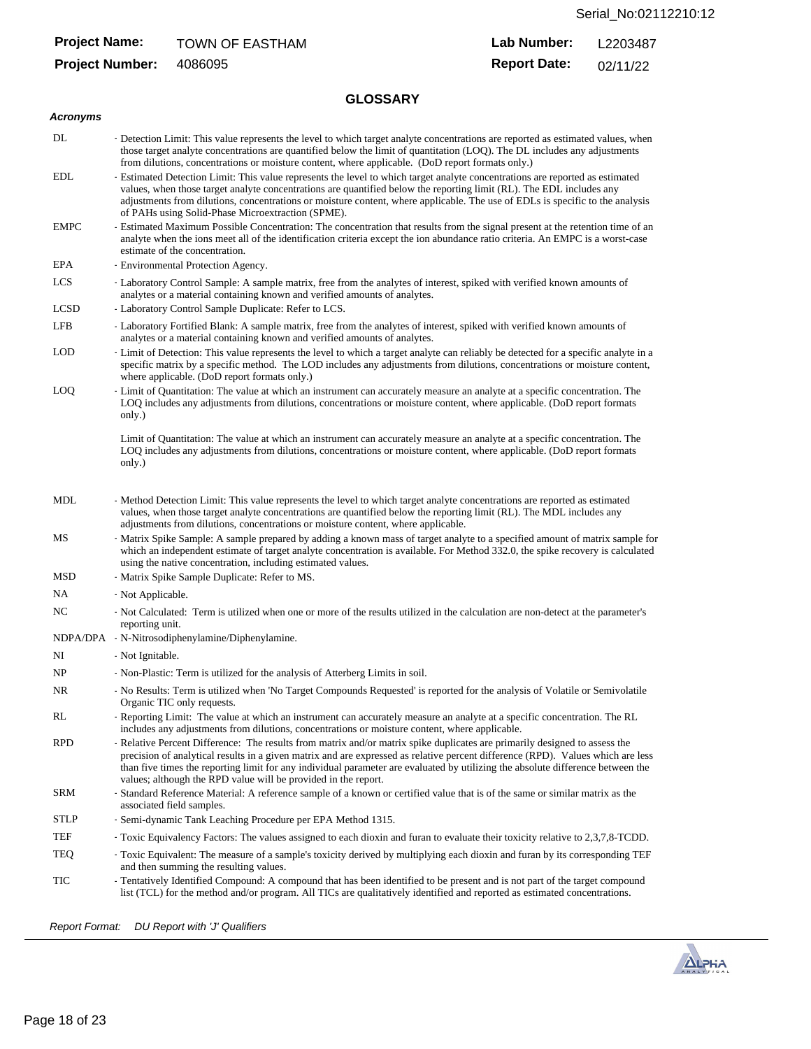| **Project Name:** | TOWN OF EASTHAM | **Lab Number:** | L2203487 |
|---|---|---|---|
| **Project Number:** | 4086095 | **Report Date:** | 02/11/22 |

## GLOSSARY

### *Acronyms*

| | |
|---|---|
| DL | - Detection Limit: This value represents the level to which target analyte concentrations are reported as estimated values, when those target analyte concentrations are quantified below the limit of quantitation (LOQ). The DL includes any adjustments from dilutions, concentrations or moisture content, where applicable. (DoD report formats only.) |
| EDL | - Estimated Detection Limit: This value represents the level to which target analyte concentrations are reported as estimated values, when those target analyte concentrations are quantified below the reporting limit (RL). The EDL includes any adjustments from dilutions, concentrations or moisture content, where applicable. The use of EDLs is specific to the analysis of PAHs using Solid-Phase Microextraction (SPME). |
| EMPC | - Estimated Maximum Possible Concentration: The concentration that results from the signal present at the retention time of an analyte when the ions meet all of the identification criteria except the ion abundance ratio criteria. An EMPC is a worst-case estimate of the concentration. |
| EPA | - Environmental Protection Agency. |
| LCS | - Laboratory Control Sample: A sample matrix, free from the analytes of interest, spiked with verified known amounts of analytes or a material containing known and verified amounts of analytes. |
| LCSD | - Laboratory Control Sample Duplicate: Refer to LCS. |
| LFB | - Laboratory Fortified Blank: A sample matrix, free from the analytes of interest, spiked with verified known amounts of analytes or a material containing known and verified amounts of analytes. |
| LOD | - Limit of Detection: This value represents the level to which a target analyte can reliably be detected for a specific analyte in a specific matrix by a specific method. The LOD includes any adjustments from dilutions, concentrations or moisture content, where applicable. (DoD report formats only.) |
| LOQ | - Limit of Quantitation: The value at which an instrument can accurately measure an analyte at a specific concentration. The LOQ includes any adjustments from dilutions, concentrations or moisture content, where applicable. (DoD report formats only.)<br><br>Limit of Quantitation: The value at which an instrument can accurately measure an analyte at a specific concentration. The LOQ includes any adjustments from dilutions, concentrations or moisture content, where applicable. (DoD report formats only.) |
| MDL | - Method Detection Limit: This value represents the level to which target analyte concentrations are reported as estimated values, when those target analyte concentrations are quantified below the reporting limit (RL). The MDL includes any adjustments from dilutions, concentrations or moisture content, where applicable. |
| MS | - Matrix Spike Sample: A sample prepared by adding a known mass of target analyte to a specified amount of matrix sample for which an independent estimate of target analyte concentration is available. For Method 332.0, the spike recovery is calculated using the native concentration, including estimated values. |
| MSD | - Matrix Spike Sample Duplicate: Refer to MS. |
| NA | - Not Applicable. |
| NC | - Not Calculated: Term is utilized when one or more of the results utilized in the calculation are non-detect at the parameter's reporting unit. |
| NDPA/DPA | - N-Nitrosodiphenylamine/Diphenylamine. |
| NI | - Not Ignitable. |
| NP | - Non-Plastic: Term is utilized for the analysis of Atterberg Limits in soil. |
| NR | - No Results: Term is utilized when 'No Target Compounds Requested' is reported for the analysis of Volatile or Semivolatile Organic TIC only requests. |
| RL | - Reporting Limit: The value at which an instrument can accurately measure an analyte at a specific concentration. The RL includes any adjustments from dilutions, concentrations or moisture content, where applicable. |
| RPD | - Relative Percent Difference: The results from matrix and/or matrix spike duplicates are primarily designed to assess the precision of analytical results in a given matrix and are expressed as relative percent difference (RPD). Values which are less than five times the reporting limit for any individual parameter are evaluated by utilizing the absolute difference between the values; although the RPD value will be provided in the report. |
| SRM | - Standard Reference Material: A reference sample of a known or certified value that is of the same or similar matrix as the associated field samples. |
| STLP | - Semi-dynamic Tank Leaching Procedure per EPA Method 1315. |
| TEF | - Toxic Equivalency Factors: The values assigned to each dioxin and furan to evaluate their toxicity relative to 2,3,7,8-TCDD. |
| TEQ | - Toxic Equivalent: The measure of a sample's toxicity derived by multiplying each dioxin and furan by its corresponding TEF and then summing the resulting values. |
| TIC | - Tentatively Identified Compound: A compound that has been identified to be present and is not part of the target compound list (TCL) for the method and/or program. All TICs are qualitatively identified and reported as estimated concentrations. |

*Report Format: DU Report with 'J' Qualifiers*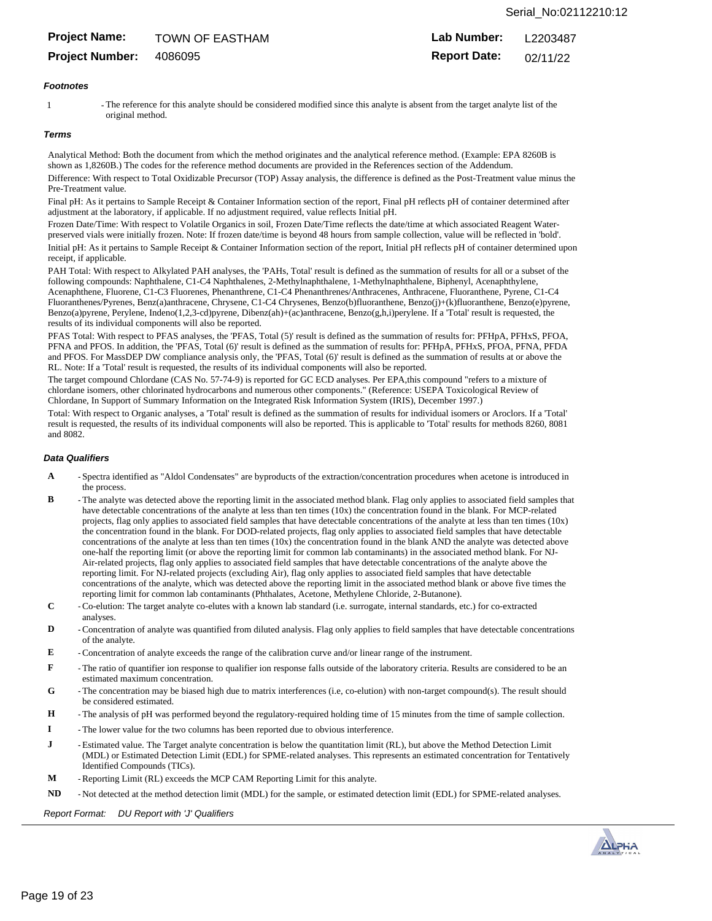Serial_No:02112210:12

| **Project Name:** | TOWN OF EASTHAM | **Lab Number:** | L2203487 |
|---|---|---|---|
| **Project Number:** | 4086095 | **Report Date:** | 02/11/22 |

### *Footnotes*

1 - The reference for this analyte should be considered modified since this analyte is absent from the target analyte list of the original method.

### *Terms*

Analytical Method: Both the document from which the method originates and the analytical reference method. (Example: EPA 8260B is shown as 1,8260B.) The codes for the reference method documents are provided in the References section of the Addendum.

Difference: With respect to Total Oxidizable Precursor (TOP) Assay analysis, the difference is defined as the Post-Treatment value minus the Pre-Treatment value.

Final pH: As it pertains to Sample Receipt & Container Information section of the report, Final pH reflects pH of container determined after adjustment at the laboratory, if applicable. If no adjustment required, value reflects Initial pH.

Frozen Date/Time: With respect to Volatile Organics in soil, Frozen Date/Time reflects the date/time at which associated Reagent Water-preserved vials were initially frozen. Note: If frozen date/time is beyond 48 hours from sample collection, value will be reflected in 'bold'.

Initial pH: As it pertains to Sample Receipt & Container Information section of the report, Initial pH reflects pH of container determined upon receipt, if applicable.

PAH Total: With respect to Alkylated PAH analyses, the 'PAHs, Total' result is defined as the summation of results for all or a subset of the following compounds: Naphthalene, C1-C4 Naphthalenes, 2-Methylnaphthalene, 1-Methylnaphthalene, Biphenyl, Acenaphthylene, Acenaphthene, Fluorene, C1-C3 Fluorenes, Phenanthrene, C1-C4 Phenanthrenes/Anthracenes, Anthracene, Fluoranthene, Pyrene, C1-C4 Fluoranthenes/Pyrenes, Benz(a)anthracene, Chrysene, C1-C4 Chrysenes, Benzo(b)fluoranthene, Benzo(j)+(k)fluoranthene, Benzo(e)pyrene, Benzo(a)pyrene, Perylene, Indeno(1,2,3-cd)pyrene, Dibenz(ah)+(ac)anthracene, Benzo(g,h,i)perylene. If a 'Total' result is requested, the results of its individual components will also be reported.

PFAS Total: With respect to PFAS analyses, the 'PFAS, Total (5)' result is defined as the summation of results for: PFHpA, PFHxS, PFOA, PFNA and PFOS. In addition, the 'PFAS, Total (6)' result is defined as the summation of results for: PFHpA, PFHxS, PFOA, PFNA, PFDA and PFOS. For MassDEP DW compliance analysis only, the 'PFAS, Total (6)' result is defined as the summation of results at or above the RL. Note: If a 'Total' result is requested, the results of its individual components will also be reported.

The target compound Chlordane (CAS No. 57-74-9) is reported for GC ECD analyses. Per EPA,this compound "refers to a mixture of chlordane isomers, other chlorinated hydrocarbons and numerous other components." (Reference: USEPA Toxicological Review of Chlordane, In Support of Summary Information on the Integrated Risk Information System (IRIS), December 1997.)

Total: With respect to Organic analyses, a 'Total' result is defined as the summation of results for individual isomers or Aroclors. If a 'Total' result is requested, the results of its individual components will also be reported. This is applicable to 'Total' results for methods 8260, 8081 and 8082.

### *Data Qualifiers*

**A** - Spectra identified as "Aldol Condensates" are byproducts of the extraction/concentration procedures when acetone is introduced in the process.

**B** - The analyte was detected above the reporting limit in the associated method blank. Flag only applies to associated field samples that have detectable concentrations of the analyte at less than ten times (10x) the concentration found in the blank. For MCP-related projects, flag only applies to associated field samples that have detectable concentrations of the analyte at less than ten times (10x) the concentration found in the blank. For DOD-related projects, flag only applies to associated field samples that have detectable concentrations of the analyte at less than ten times (10x) the concentration found in the blank AND the analyte was detected above one-half the reporting limit (or above the reporting limit for common lab contaminants) in the associated method blank. For NJ-Air-related projects, flag only applies to associated field samples that have detectable concentrations of the analyte above the reporting limit. For NJ-related projects (excluding Air), flag only applies to associated field samples that have detectable concentrations of the analyte, which was detected above the reporting limit in the associated method blank or above five times the reporting limit for common lab contaminants (Phthalates, Acetone, Methylene Chloride, 2-Butanone).

**C** - Co-elution: The target analyte co-elutes with a known lab standard (i.e. surrogate, internal standards, etc.) for co-extracted analyses.

**D** - Concentration of analyte was quantified from diluted analysis. Flag only applies to field samples that have detectable concentrations of the analyte.

**E** - Concentration of analyte exceeds the range of the calibration curve and/or linear range of the instrument.

**F** - The ratio of quantifier ion response to qualifier ion response falls outside of the laboratory criteria. Results are considered to be an estimated maximum concentration.

**G** - The concentration may be biased high due to matrix interferences (i.e, co-elution) with non-target compound(s). The result should be considered estimated.

**H** - The analysis of pH was performed beyond the regulatory-required holding time of 15 minutes from the time of sample collection.

**I** - The lower value for the two columns has been reported due to obvious interference.

**J** - Estimated value. The Target analyte concentration is below the quantitation limit (RL), but above the Method Detection Limit (MDL) or Estimated Detection Limit (EDL) for SPME-related analyses. This represents an estimated concentration for Tentatively Identified Compounds (TICs).

**M** - Reporting Limit (RL) exceeds the MCP CAM Reporting Limit for this analyte.

**ND** - Not detected at the method detection limit (MDL) for the sample, or estimated detection limit (EDL) for SPME-related analyses.

*Report Format: DU Report with 'J' Qualifiers*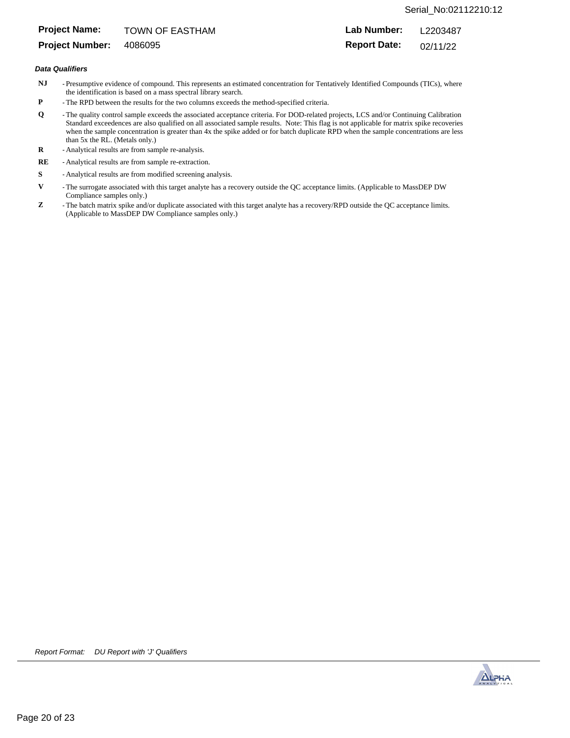Serial_No:02112210:12

**Project Name:** TOWN OF EASTHAM **Lab Number:** L2203487
**Project Number:** 4086095 **Report Date:** 02/11/22

***Data Qualifiers***

- **NJ** - Presumptive evidence of compound. This represents an estimated concentration for Tentatively Identified Compounds (TICs), where the identification is based on a mass spectral library search.
- **P** - The RPD between the results for the two columns exceeds the method-specified criteria.
- **Q** - The quality control sample exceeds the associated acceptance criteria. For DOD-related projects, LCS and/or Continuing Calibration Standard exceedences are also qualified on all associated sample results. Note: This flag is not applicable for matrix spike recoveries when the sample concentration is greater than 4x the spike added or for batch duplicate RPD when the sample concentrations are less than 5x the RL. (Metals only.)
- **R** - Analytical results are from sample re-analysis.
- **RE** - Analytical results are from sample re-extraction.
- **S** - Analytical results are from modified screening analysis.
- **V** - The surrogate associated with this target analyte has a recovery outside the QC acceptance limits. (Applicable to MassDEP DW Compliance samples only.)
- **Z** - The batch matrix spike and/or duplicate associated with this target analyte has a recovery/RPD outside the QC acceptance limits. (Applicable to MassDEP DW Compliance samples only.)

*Report Format: DU Report with 'J' Qualifiers*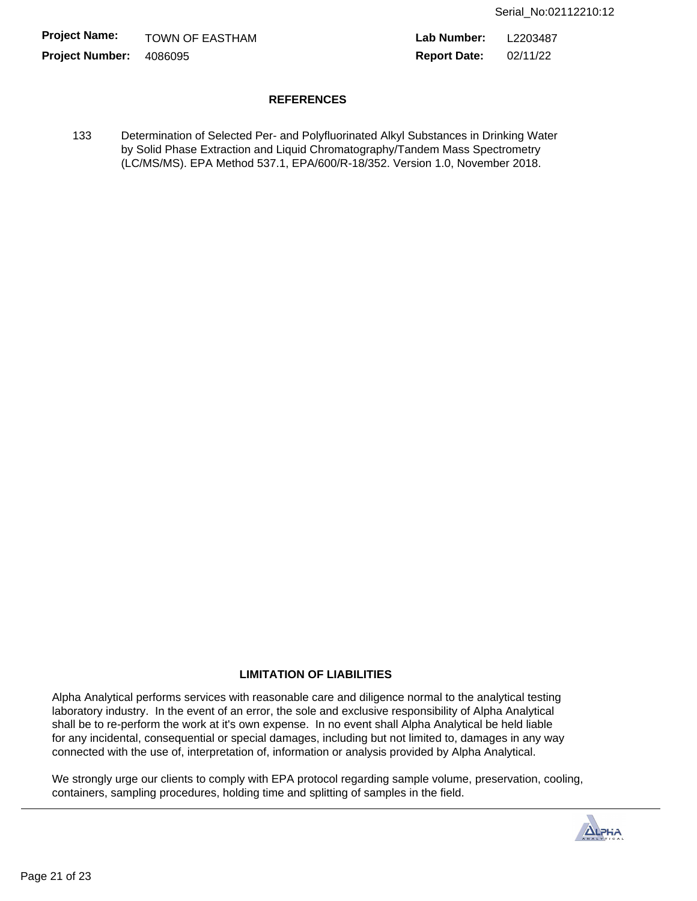| **Project Name:** | TOWN OF EASTHAM | **Lab Number:** | L2203487 |
|---|---|---|---|
| **Project Number:** | 4086095 | **Report Date:** | 02/11/22 |

## REFERENCES

133 Determination of Selected Per- and Polyfluorinated Alkyl Substances in Drinking Water by Solid Phase Extraction and Liquid Chromatography/Tandem Mass Spectrometry (LC/MS/MS). EPA Method 537.1, EPA/600/R-18/352. Version 1.0, November 2018.

## LIMITATION OF LIABILITIES

Alpha Analytical performs services with reasonable care and diligence normal to the analytical testing laboratory industry. In the event of an error, the sole and exclusive responsibility of Alpha Analytical shall be to re-perform the work at it's own expense. In no event shall Alpha Analytical be held liable for any incidental, consequential or special damages, including but not limited to, damages in any way connected with the use of, interpretation of, information or analysis provided by Alpha Analytical.

We strongly urge our clients to comply with EPA protocol regarding sample volume, preservation, cooling, containers, sampling procedures, holding time and splitting of samples in the field.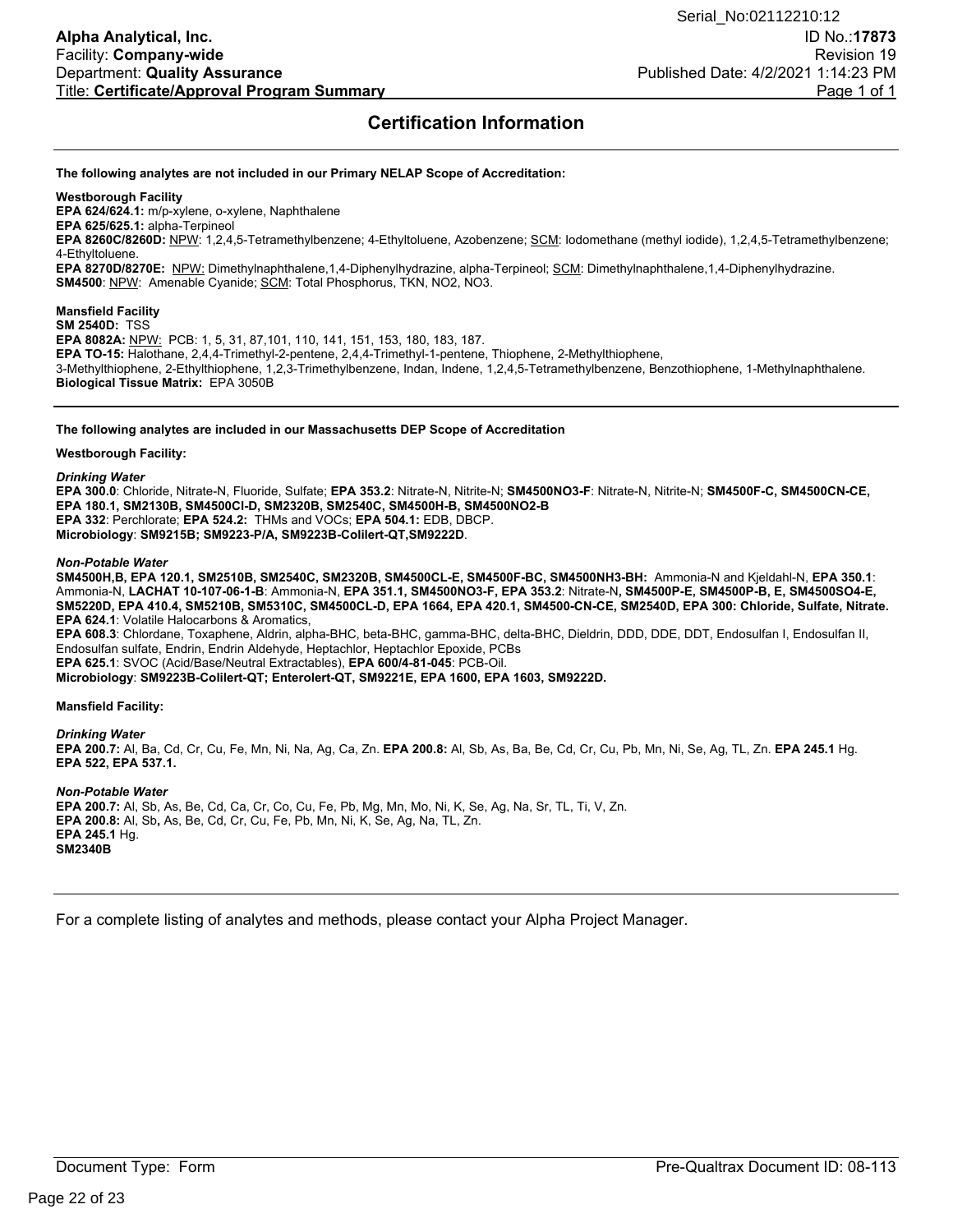# Certification Information

**The following analytes are not included in our Primary NELAP Scope of Accreditation:**

**Westborough Facility**
**EPA 624/624.1:** m/p-xylene, o-xylene, Naphthalene
**EPA 625/625.1:** alpha-Terpineol
**EPA 8260C/8260D:** NPW: 1,2,4,5-Tetramethylbenzene; 4-Ethyltoluene, Azobenzene; SCM: Iodomethane (methyl iodide), 1,2,4,5-Tetramethylbenzene; 4-Ethyltoluene.
**EPA 8270D/8270E:** NPW: Dimethylnaphthalene,1,4-Diphenylhydrazine, alpha-Terpineol; SCM: Dimethylnaphthalene,1,4-Diphenylhydrazine.
**SM4500**: NPW: Amenable Cyanide; SCM: Total Phosphorus, TKN, NO2, NO3.

**Mansfield Facility**
**SM 2540D:** TSS
**EPA 8082A:** NPW: PCB: 1, 5, 31, 87,101, 110, 141, 151, 153, 180, 183, 187.
**EPA TO-15:** Halothane, 2,4,4-Trimethyl-2-pentene, 2,4,4-Trimethyl-1-pentene, Thiophene, 2-Methylthiophene, 3-Methylthiophene, 2-Ethylthiophene, 1,2,3-Trimethylbenzene, Indan, Indene, 1,2,4,5-Tetramethylbenzene, Benzothiophene, 1-Methylnaphthalene.
**Biological Tissue Matrix:** EPA 3050B

---

**The following analytes are included in our Massachusetts DEP Scope of Accreditation**

**Westborough Facility:**

***Drinking Water***
**EPA 300.0**: Chloride, Nitrate-N, Fluoride, Sulfate; **EPA 353.2**: Nitrate-N, Nitrite-N; **SM4500NO3-F**: Nitrate-N, Nitrite-N; **SM4500F-C, SM4500CN-CE, EPA 180.1, SM2130B, SM4500Cl-D, SM2320B, SM2540C, SM4500H-B, SM4500NO2-B**
**EPA 332**: Perchlorate; **EPA 524.2:** THMs and VOCs; **EPA 504.1:** EDB, DBCP.
**Microbiology**: **SM9215B; SM9223-P/A, SM9223B-Colilert-QT,SM9222D**.

***Non-Potable Water***
**SM4500H,B, EPA 120.1, SM2510B, SM2540C, SM2320B, SM4500CL-E, SM4500F-BC, SM4500NH3-BH:** Ammonia-N and Kjeldahl-N, **EPA 350.1**: Ammonia-N, **LACHAT 10-107-06-1-B**: Ammonia-N, **EPA 351.1, SM4500NO3-F, EPA 353.2**: Nitrate-N**, SM4500P-E, SM4500P-B, E, SM4500SO4-E, SM5220D, EPA 410.4, SM5210B, SM5310C, SM4500CL-D, EPA 1664, EPA 420.1, SM4500-CN-CE, SM2540D, EPA 300: Chloride, Sulfate, Nitrate.**
**EPA 624.1**: Volatile Halocarbons & Aromatics,
**EPA 608.3**: Chlordane, Toxaphene, Aldrin, alpha-BHC, beta-BHC, gamma-BHC, delta-BHC, Dieldrin, DDD, DDE, DDT, Endosulfan I, Endosulfan II, Endosulfan sulfate, Endrin, Endrin Aldehyde, Heptachlor, Heptachlor Epoxide, PCBs
**EPA 625.1**: SVOC (Acid/Base/Neutral Extractables), **EPA 600/4-81-045**: PCB-Oil.
**Microbiology**: **SM9223B-Colilert-QT; Enterolert-QT, SM9221E, EPA 1600, EPA 1603, SM9222D.**

**Mansfield Facility:**

***Drinking Water***
**EPA 200.7:** Al, Ba, Cd, Cr, Cu, Fe, Mn, Ni, Na, Ag, Ca, Zn. **EPA 200.8:** Al, Sb, As, Ba, Be, Cd, Cr, Cu, Pb, Mn, Ni, Se, Ag, TL, Zn. **EPA 245.1** Hg.
**EPA 522, EPA 537.1.**

***Non-Potable Water***
**EPA 200.7:** Al, Sb, As, Be, Cd, Ca, Cr, Co, Cu, Fe, Pb, Mg, Mn, Mo, Ni, K, Se, Ag, Na, Sr, TL, Ti, V, Zn.
**EPA 200.8:** Al, Sb**,** As, Be, Cd, Cr, Cu, Fe, Pb, Mn, Ni, K, Se, Ag, Na, TL, Zn.
**EPA 245.1** Hg.
**SM2340B**

---

For a complete listing of analytes and methods, please contact your Alpha Project Manager.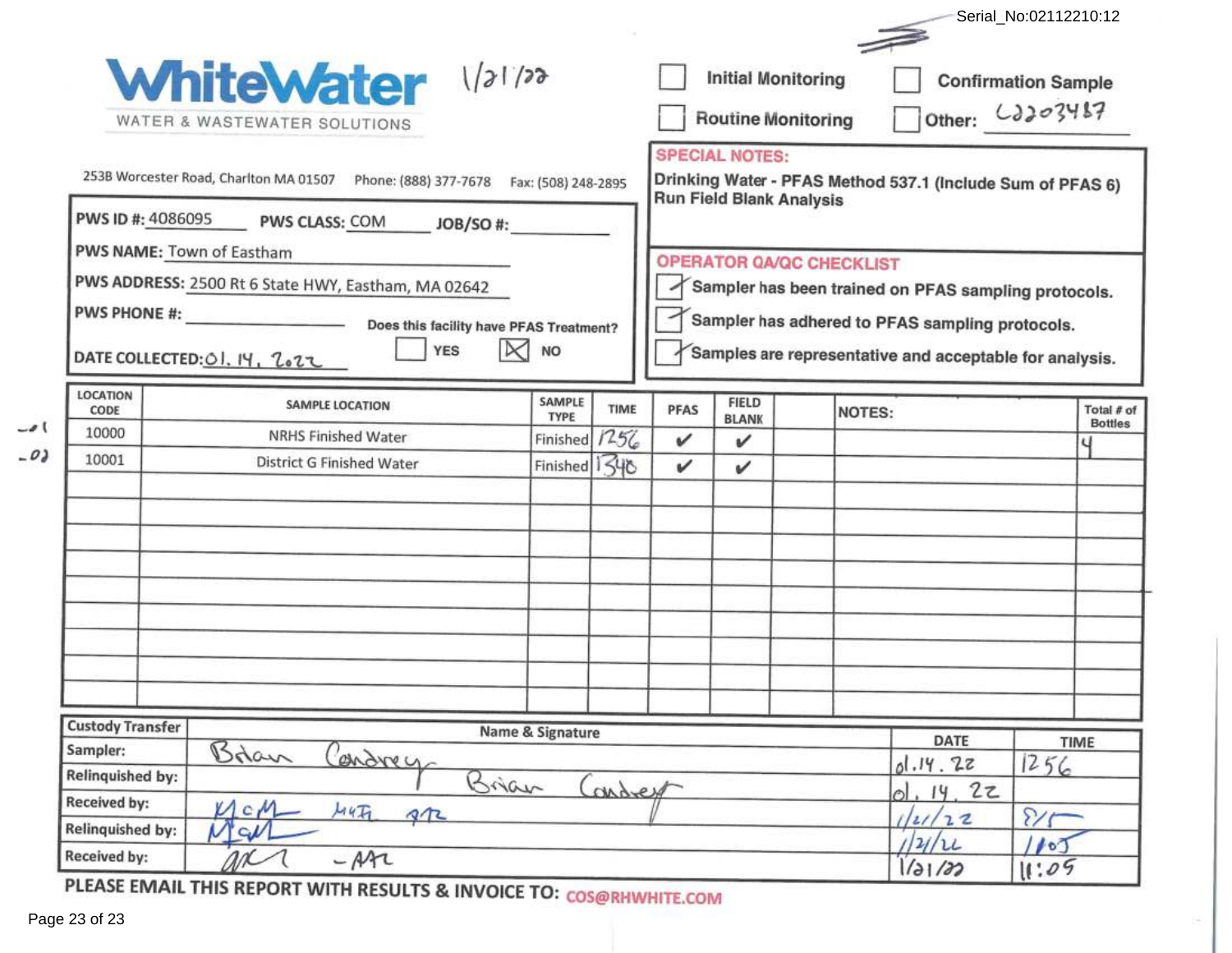Serial_No:02112210:12

# WhiteWater

WATER & WASTEWATER SOLUTIONS

1/21/22

☐ Initial Monitoring ☐ Confirmation Sample

☐ Routine Monitoring ☐ Other: L2203487

253B Worcester Road, Charlton MA 01507 Phone: (888) 377-7678 Fax: (508) 248-2895

**PWS ID #:** 4086095 **PWS CLASS:** COM **JOB/SO #:**

**PWS NAME:** Town of Eastham

**PWS ADDRESS:** 2500 Rt 6 State HWY, Eastham, MA 02642

**PWS PHONE #:**

**Does this facility have PFAS Treatment?** ☐ YES ☒ NO

**DATE COLLECTED:** 01. 14. 2022

**SPECIAL NOTES:**

Drinking Water - PFAS Method 537.1 (Include Sum of PFAS 6)
Run Field Blank Analysis

**OPERATOR QA/QC CHECKLIST**

☑ Sampler has been trained on PFAS sampling protocols.

☑ Sampler has adhered to PFAS sampling protocols.

☑ Samples are representative and acceptable for analysis.

| | LOCATION CODE | SAMPLE LOCATION | SAMPLE TYPE | TIME | PFAS | FIELD BLANK | | NOTES: | Total # of Bottles |
|---|---|---|---|---|---|---|---|---|---|
| -01 | 10000 | NRHS Finished Water | Finished | 1256 | ✓ | ✓ | | | 4 |
| -02 | 10001 | District G Finished Water | Finished | 1340 | ✓ | ✓ | | | |

| Custody Transfer | Name & Signature | DATE | TIME |
|---|---|---|---|
| Sampler: | Brian Condrey | 01.14.22 | 1256 |
| Relinquished by: | Brian Condrey | 01.14.22 | |
| Received by: | MCM MHTL 9/12 | 1/21/22 | 8/5 |
| Relinquished by: | MCM | 1/21/22 | 1105 |
| Received by: | AAL -AAL | 1/21/22 | 11:05 |

**PLEASE EMAIL THIS REPORT WITH RESULTS & INVOICE TO:** COS@RHWHITE.COM